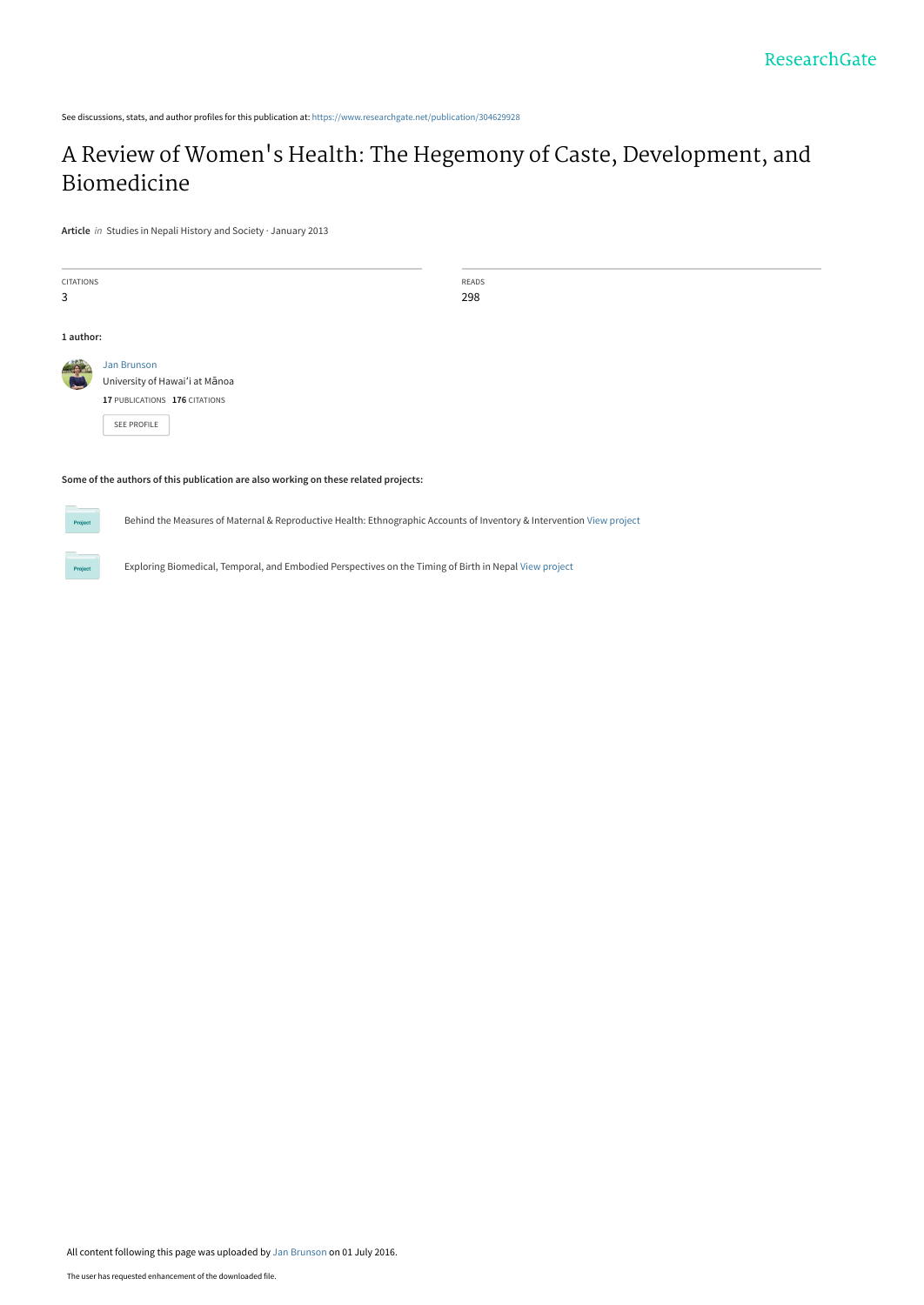See discussions, stats, and author profiles for this publication at: https://www.researchgate.net/publication/304629928

# A Review of Women's Health: The Hegemony of Caste, Development, and Biomedicine

**Article** *in* Studies in Nepali History and Society · January 2013

CITATIONS
3

READS
298

**1 author:**

Jan Brunson
University of Hawaiʻi at Mānoa
**17** PUBLICATIONS **176** CITATIONS

SEE PROFILE

**Some of the authors of this publication are also working on these related projects:**

Project: Behind the Measures of Maternal & Reproductive Health: Ethnographic Accounts of Inventory & Intervention View project

Project: Exploring Biomedical, Temporal, and Embodied Perspectives on the Timing of Birth in Nepal View project

All content following this page was uploaded by Jan Brunson on 01 July 2016.

The user has requested enhancement of the downloaded file.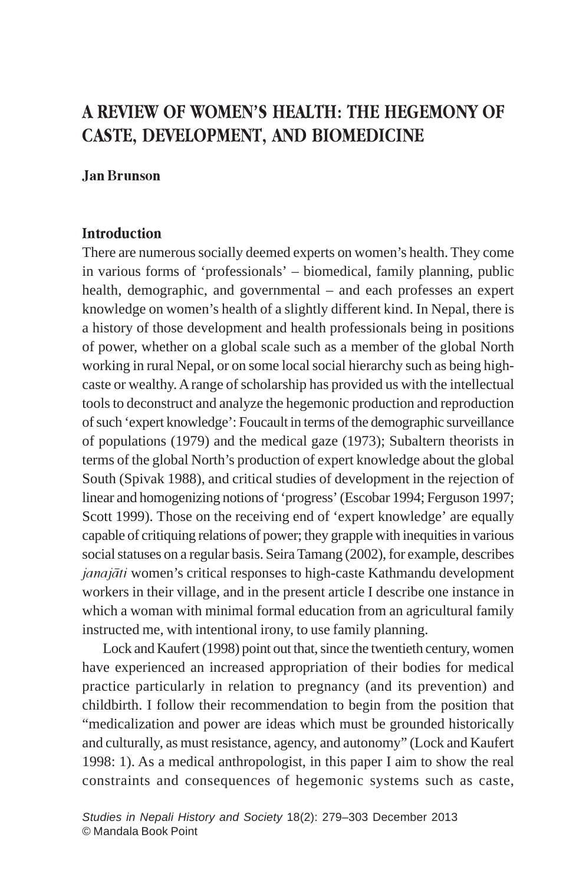# A REVIEW OF WOMEN'S HEALTH: THE HEGEMONY OF CASTE, DEVELOPMENT, AND BIOMEDICINE

**Jan Brunson**

## Introduction

There are numerous socially deemed experts on women's health. They come in various forms of 'professionals' – biomedical, family planning, public health, demographic, and governmental – and each professes an expert knowledge on women's health of a slightly different kind. In Nepal, there is a history of those development and health professionals being in positions of power, whether on a global scale such as a member of the global North working in rural Nepal, or on some local social hierarchy such as being high-caste or wealthy. A range of scholarship has provided us with the intellectual tools to deconstruct and analyze the hegemonic production and reproduction of such 'expert knowledge': Foucault in terms of the demographic surveillance of populations (1979) and the medical gaze (1973); Subaltern theorists in terms of the global North's production of expert knowledge about the global South (Spivak 1988), and critical studies of development in the rejection of linear and homogenizing notions of 'progress' (Escobar 1994; Ferguson 1997; Scott 1999). Those on the receiving end of 'expert knowledge' are equally capable of critiquing relations of power; they grapple with inequities in various social statuses on a regular basis. Seira Tamang (2002), for example, describes *janajāti* women's critical responses to high-caste Kathmandu development workers in their village, and in the present article I describe one instance in which a woman with minimal formal education from an agricultural family instructed me, with intentional irony, to use family planning.

Lock and Kaufert (1998) point out that, since the twentieth century, women have experienced an increased appropriation of their bodies for medical practice particularly in relation to pregnancy (and its prevention) and childbirth. I follow their recommendation to begin from the position that "medicalization and power are ideas which must be grounded historically and culturally, as must resistance, agency, and autonomy" (Lock and Kaufert 1998: 1). As a medical anthropologist, in this paper I aim to show the real constraints and consequences of hegemonic systems such as caste,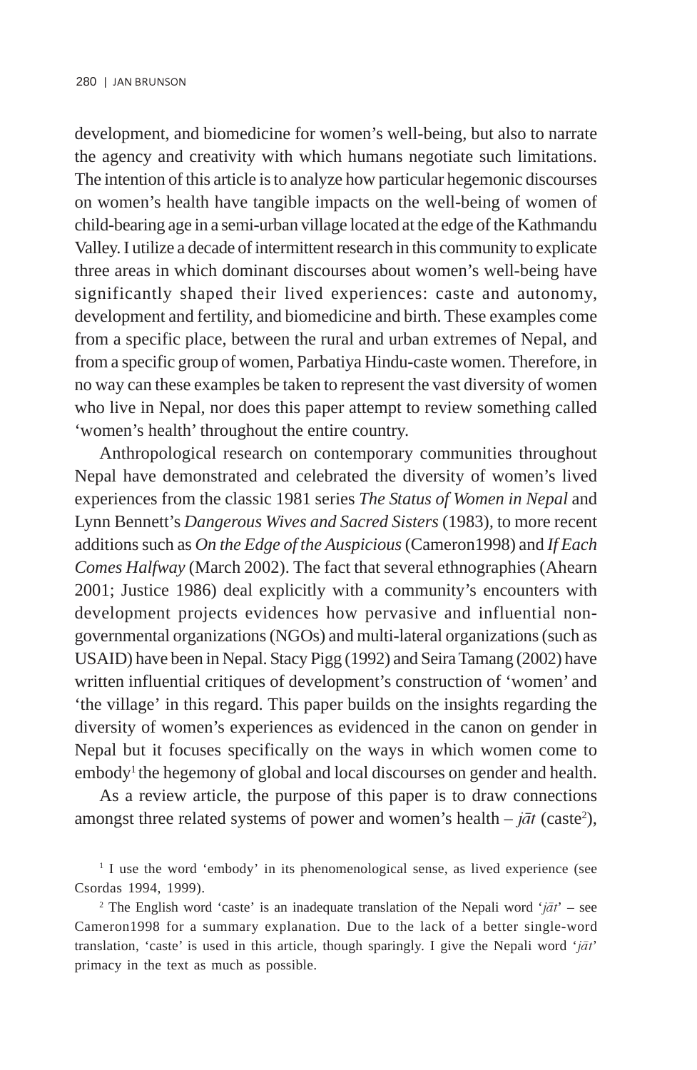development, and biomedicine for women's well-being, but also to narrate the agency and creativity with which humans negotiate such limitations. The intention of this article is to analyze how particular hegemonic discourses on women's health have tangible impacts on the well-being of women of child-bearing age in a semi-urban village located at the edge of the Kathmandu Valley. I utilize a decade of intermittent research in this community to explicate three areas in which dominant discourses about women's well-being have significantly shaped their lived experiences: caste and autonomy, development and fertility, and biomedicine and birth. These examples come from a specific place, between the rural and urban extremes of Nepal, and from a specific group of women, Parbatiya Hindu-caste women. Therefore, in no way can these examples be taken to represent the vast diversity of women who live in Nepal, nor does this paper attempt to review something called 'women's health' throughout the entire country.

Anthropological research on contemporary communities throughout Nepal have demonstrated and celebrated the diversity of women's lived experiences from the classic 1981 series *The Status of Women in Nepal* and Lynn Bennett's *Dangerous Wives and Sacred Sisters* (1983), to more recent additions such as *On the Edge of the Auspicious* (Cameron1998) and *If Each Comes Halfway* (March 2002). The fact that several ethnographies (Ahearn 2001; Justice 1986) deal explicitly with a community's encounters with development projects evidences how pervasive and influential non-governmental organizations (NGOs) and multi-lateral organizations (such as USAID) have been in Nepal. Stacy Pigg (1992) and Seira Tamang (2002) have written influential critiques of development's construction of 'women' and 'the village' in this regard. This paper builds on the insights regarding the diversity of women's experiences as evidenced in the canon on gender in Nepal but it focuses specifically on the ways in which women come to embody[1] the hegemony of global and local discourses on gender and health.

As a review article, the purpose of this paper is to draw connections amongst three related systems of power and women's health – *jāt* (caste[2]),

[1] I use the word 'embody' in its phenomenological sense, as lived experience (see Csordas 1994, 1999).

[2] The English word 'caste' is an inadequate translation of the Nepali word '*jāt*' – see Cameron1998 for a summary explanation. Due to the lack of a better single-word translation, 'caste' is used in this article, though sparingly. I give the Nepali word '*jāt*' primacy in the text as much as possible.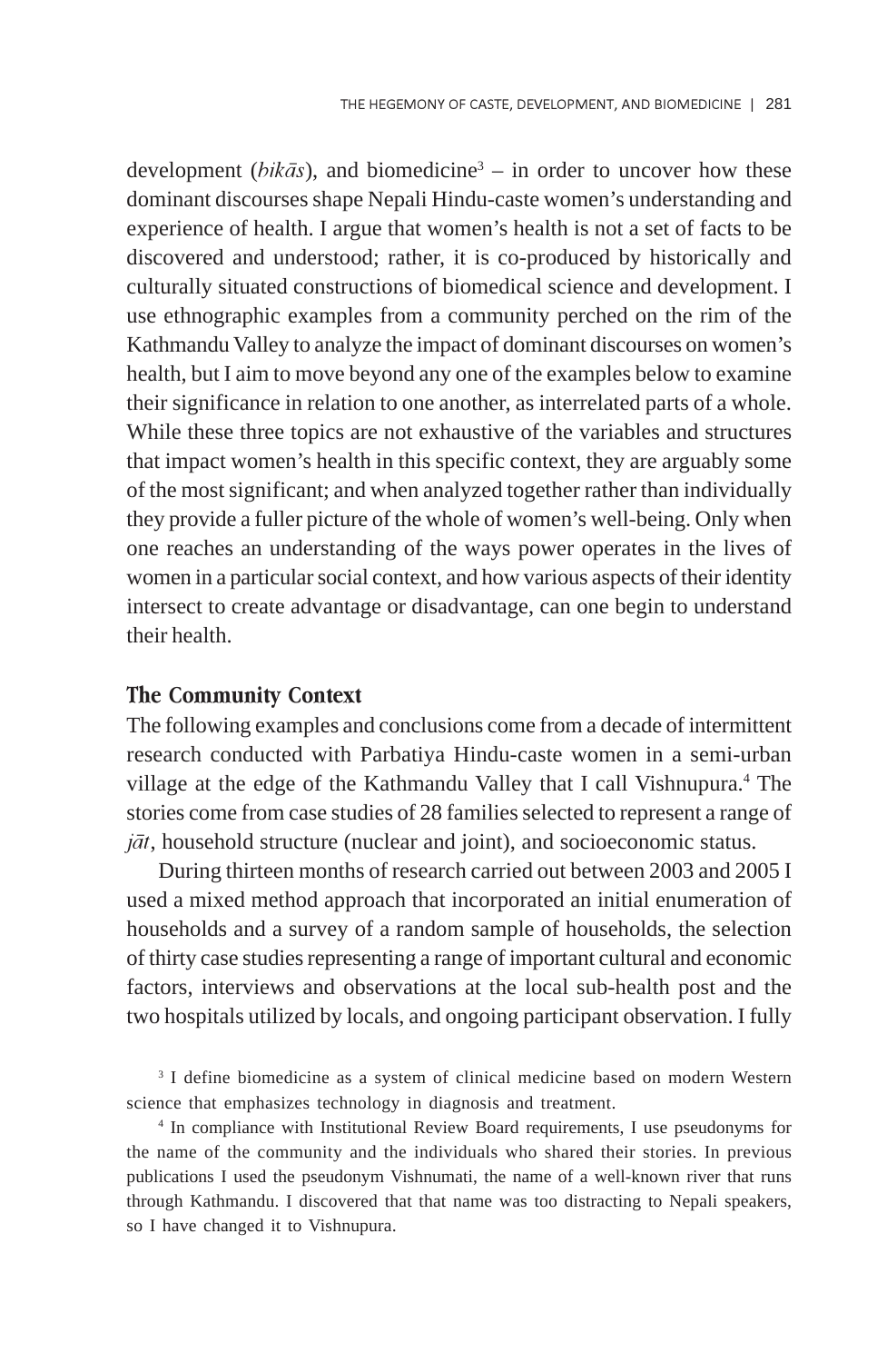development (*bikās*), and biomedicine[3] – in order to uncover how these dominant discourses shape Nepali Hindu-caste women's understanding and experience of health. I argue that women's health is not a set of facts to be discovered and understood; rather, it is co-produced by historically and culturally situated constructions of biomedical science and development. I use ethnographic examples from a community perched on the rim of the Kathmandu Valley to analyze the impact of dominant discourses on women's health, but I aim to move beyond any one of the examples below to examine their significance in relation to one another, as interrelated parts of a whole. While these three topics are not exhaustive of the variables and structures that impact women's health in this specific context, they are arguably some of the most significant; and when analyzed together rather than individually they provide a fuller picture of the whole of women's well-being. Only when one reaches an understanding of the ways power operates in the lives of women in a particular social context, and how various aspects of their identity intersect to create advantage or disadvantage, can one begin to understand their health.

## The Community Context

The following examples and conclusions come from a decade of intermittent research conducted with Parbatiya Hindu-caste women in a semi-urban village at the edge of the Kathmandu Valley that I call Vishnupura.[4] The stories come from case studies of 28 families selected to represent a range of *jāt*, household structure (nuclear and joint), and socioeconomic status.

During thirteen months of research carried out between 2003 and 2005 I used a mixed method approach that incorporated an initial enumeration of households and a survey of a random sample of households, the selection of thirty case studies representing a range of important cultural and economic factors, interviews and observations at the local sub-health post and the two hospitals utilized by locals, and ongoing participant observation. I fully

[3] I define biomedicine as a system of clinical medicine based on modern Western science that emphasizes technology in diagnosis and treatment.

[4] In compliance with Institutional Review Board requirements, I use pseudonyms for the name of the community and the individuals who shared their stories. In previous publications I used the pseudonym Vishnumati, the name of a well-known river that runs through Kathmandu. I discovered that that name was too distracting to Nepali speakers, so I have changed it to Vishnupura.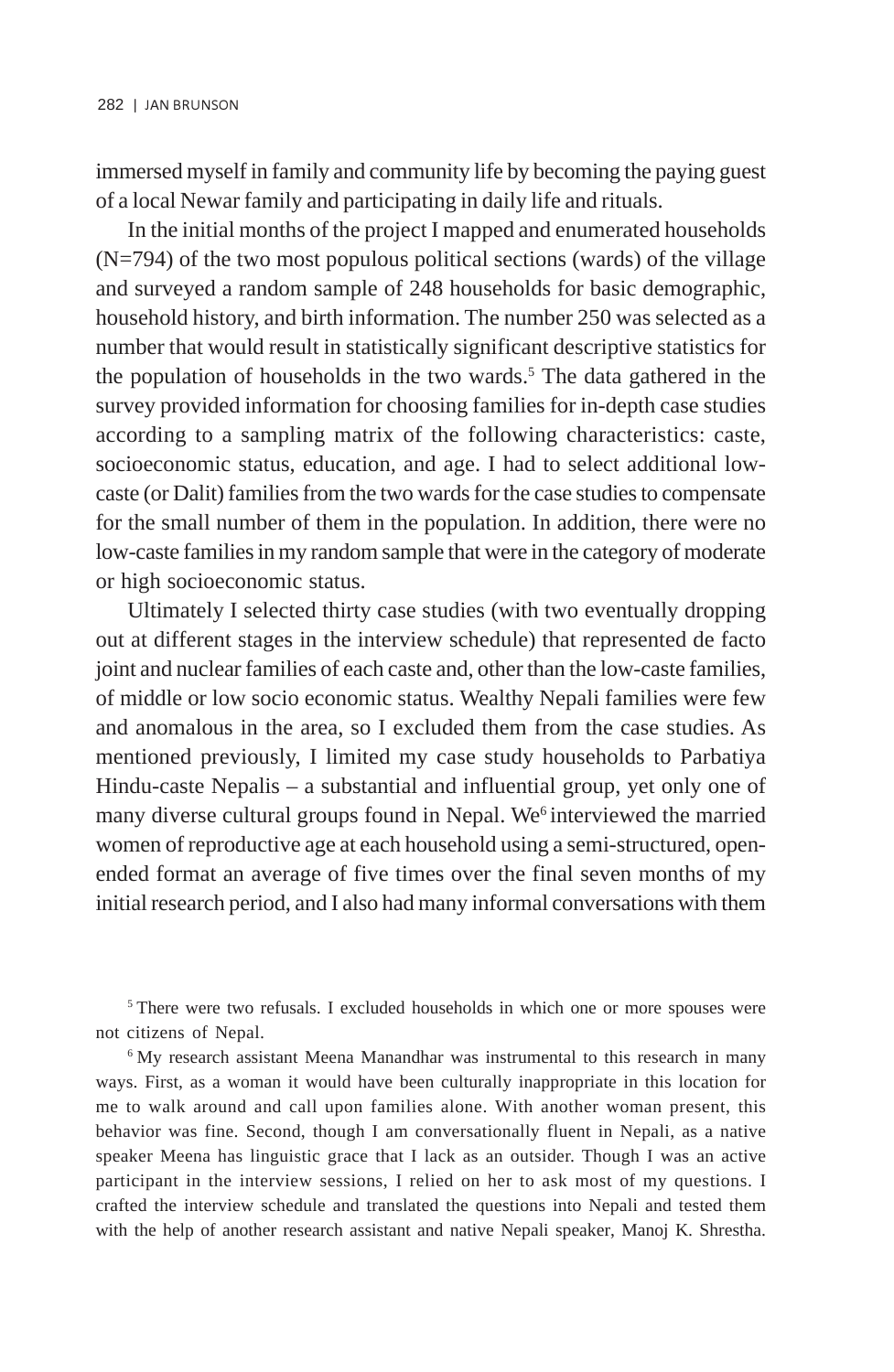immersed myself in family and community life by becoming the paying guest of a local Newar family and participating in daily life and rituals.

In the initial months of the project I mapped and enumerated households (N=794) of the two most populous political sections (wards) of the village and surveyed a random sample of 248 households for basic demographic, household history, and birth information. The number 250 was selected as a number that would result in statistically significant descriptive statistics for the population of households in the two wards.[5] The data gathered in the survey provided information for choosing families for in-depth case studies according to a sampling matrix of the following characteristics: caste, socioeconomic status, education, and age. I had to select additional low-caste (or Dalit) families from the two wards for the case studies to compensate for the small number of them in the population. In addition, there were no low-caste families in my random sample that were in the category of moderate or high socioeconomic status.

Ultimately I selected thirty case studies (with two eventually dropping out at different stages in the interview schedule) that represented de facto joint and nuclear families of each caste and, other than the low-caste families, of middle or low socio economic status. Wealthy Nepali families were few and anomalous in the area, so I excluded them from the case studies. As mentioned previously, I limited my case study households to Parbatiya Hindu-caste Nepalis – a substantial and influential group, yet only one of many diverse cultural groups found in Nepal. We[6] interviewed the married women of reproductive age at each household using a semi-structured, open-ended format an average of five times over the final seven months of my initial research period, and I also had many informal conversations with them

[5] There were two refusals. I excluded households in which one or more spouses were not citizens of Nepal.

[6] My research assistant Meena Manandhar was instrumental to this research in many ways. First, as a woman it would have been culturally inappropriate in this location for me to walk around and call upon families alone. With another woman present, this behavior was fine. Second, though I am conversationally fluent in Nepali, as a native speaker Meena has linguistic grace that I lack as an outsider. Though I was an active participant in the interview sessions, I relied on her to ask most of my questions. I crafted the interview schedule and translated the questions into Nepali and tested them with the help of another research assistant and native Nepali speaker, Manoj K. Shrestha.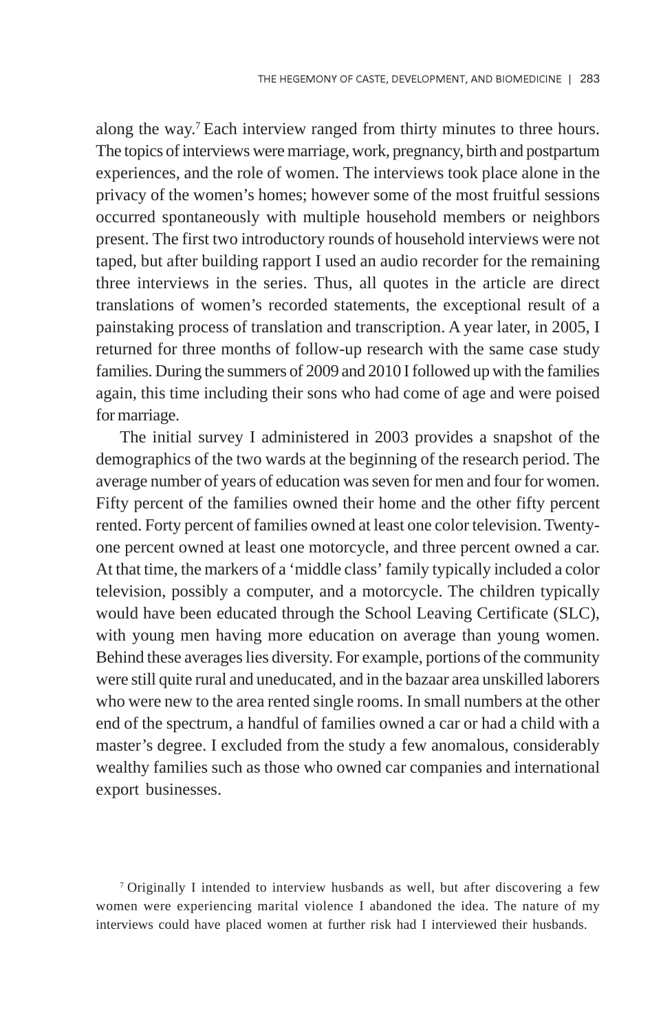along the way.[7] Each interview ranged from thirty minutes to three hours. The topics of interviews were marriage, work, pregnancy, birth and postpartum experiences, and the role of women. The interviews took place alone in the privacy of the women's homes; however some of the most fruitful sessions occurred spontaneously with multiple household members or neighbors present. The first two introductory rounds of household interviews were not taped, but after building rapport I used an audio recorder for the remaining three interviews in the series. Thus, all quotes in the article are direct translations of women's recorded statements, the exceptional result of a painstaking process of translation and transcription. A year later, in 2005, I returned for three months of follow-up research with the same case study families. During the summers of 2009 and 2010 I followed up with the families again, this time including their sons who had come of age and were poised for marriage.

The initial survey I administered in 2003 provides a snapshot of the demographics of the two wards at the beginning of the research period. The average number of years of education was seven for men and four for women. Fifty percent of the families owned their home and the other fifty percent rented. Forty percent of families owned at least one color television. Twenty-one percent owned at least one motorcycle, and three percent owned a car. At that time, the markers of a 'middle class' family typically included a color television, possibly a computer, and a motorcycle. The children typically would have been educated through the School Leaving Certificate (SLC), with young men having more education on average than young women. Behind these averages lies diversity. For example, portions of the community were still quite rural and uneducated, and in the bazaar area unskilled laborers who were new to the area rented single rooms. In small numbers at the other end of the spectrum, a handful of families owned a car or had a child with a master's degree. I excluded from the study a few anomalous, considerably wealthy families such as those who owned car companies and international export businesses.

[7] Originally I intended to interview husbands as well, but after discovering a few women were experiencing marital violence I abandoned the idea. The nature of my interviews could have placed women at further risk had I interviewed their husbands.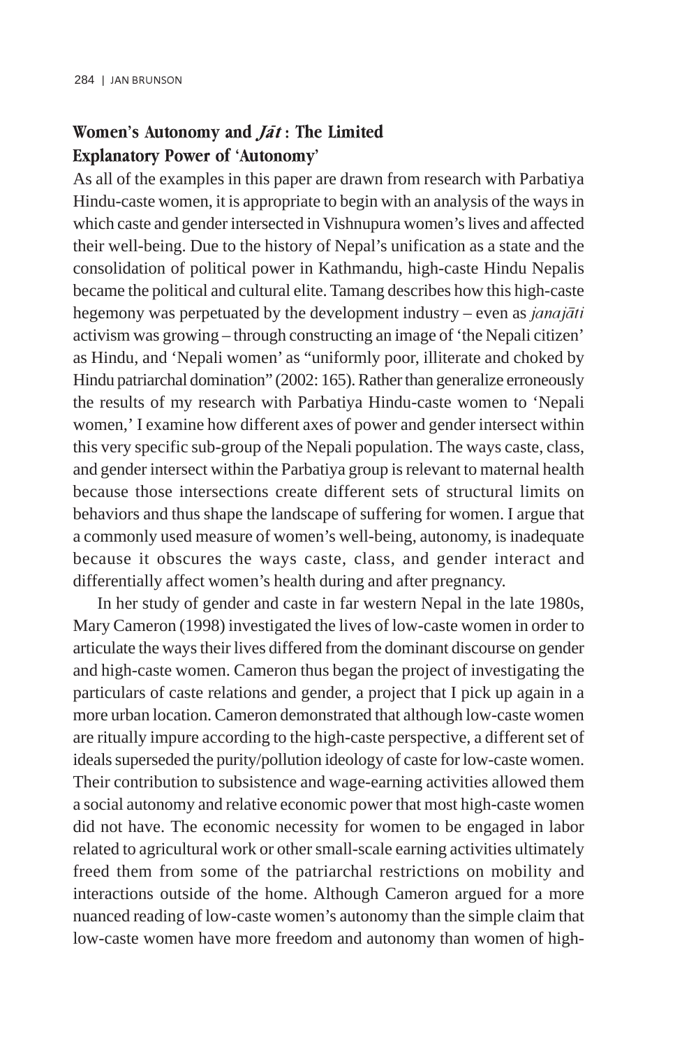## Women's Autonomy and *Jāt*: The Limited Explanatory Power of 'Autonomy'

As all of the examples in this paper are drawn from research with Parbatiya Hindu-caste women, it is appropriate to begin with an analysis of the ways in which caste and gender intersected in Vishnupura women's lives and affected their well-being. Due to the history of Nepal's unification as a state and the consolidation of political power in Kathmandu, high-caste Hindu Nepalis became the political and cultural elite. Tamang describes how this high-caste hegemony was perpetuated by the development industry – even as *janajāti* activism was growing – through constructing an image of 'the Nepali citizen' as Hindu, and 'Nepali women' as "uniformly poor, illiterate and choked by Hindu patriarchal domination" (2002: 165). Rather than generalize erroneously the results of my research with Parbatiya Hindu-caste women to 'Nepali women,' I examine how different axes of power and gender intersect within this very specific sub-group of the Nepali population. The ways caste, class, and gender intersect within the Parbatiya group is relevant to maternal health because those intersections create different sets of structural limits on behaviors and thus shape the landscape of suffering for women. I argue that a commonly used measure of women's well-being, autonomy, is inadequate because it obscures the ways caste, class, and gender interact and differentially affect women's health during and after pregnancy.

In her study of gender and caste in far western Nepal in the late 1980s, Mary Cameron (1998) investigated the lives of low-caste women in order to articulate the ways their lives differed from the dominant discourse on gender and high-caste women. Cameron thus began the project of investigating the particulars of caste relations and gender, a project that I pick up again in a more urban location. Cameron demonstrated that although low-caste women are ritually impure according to the high-caste perspective, a different set of ideals superseded the purity/pollution ideology of caste for low-caste women. Their contribution to subsistence and wage-earning activities allowed them a social autonomy and relative economic power that most high-caste women did not have. The economic necessity for women to be engaged in labor related to agricultural work or other small-scale earning activities ultimately freed them from some of the patriarchal restrictions on mobility and interactions outside of the home. Although Cameron argued for a more nuanced reading of low-caste women's autonomy than the simple claim that low-caste women have more freedom and autonomy than women of high-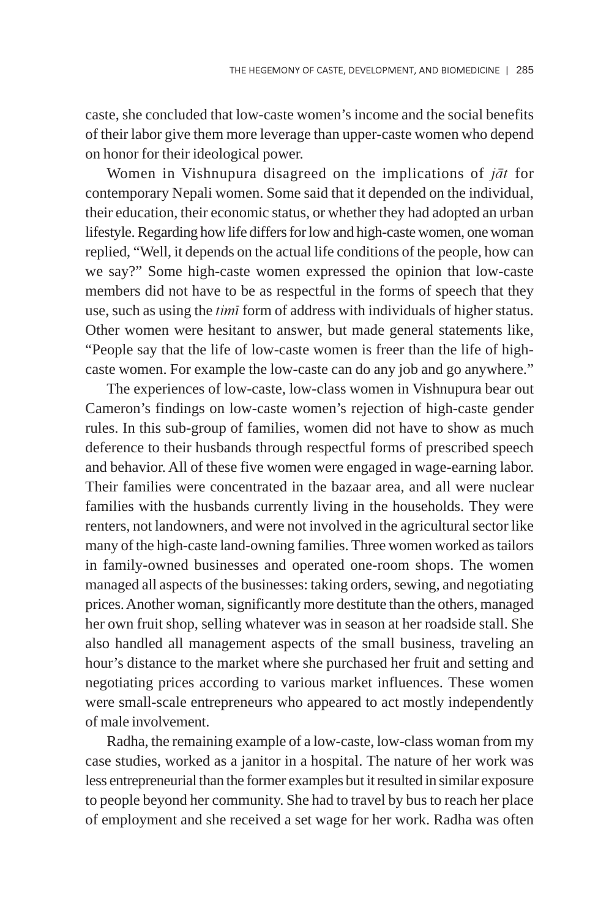caste, she concluded that low-caste women's income and the social benefits of their labor give them more leverage than upper-caste women who depend on honor for their ideological power.

Women in Vishnupura disagreed on the implications of *jāt* for contemporary Nepali women. Some said that it depended on the individual, their education, their economic status, or whether they had adopted an urban lifestyle. Regarding how life differs for low and high-caste women, one woman replied, "Well, it depends on the actual life conditions of the people, how can we say?" Some high-caste women expressed the opinion that low-caste members did not have to be as respectful in the forms of speech that they use, such as using the *timī* form of address with individuals of higher status. Other women were hesitant to answer, but made general statements like, "People say that the life of low-caste women is freer than the life of high-caste women. For example the low-caste can do any job and go anywhere."

The experiences of low-caste, low-class women in Vishnupura bear out Cameron's findings on low-caste women's rejection of high-caste gender rules. In this sub-group of families, women did not have to show as much deference to their husbands through respectful forms of prescribed speech and behavior. All of these five women were engaged in wage-earning labor. Their families were concentrated in the bazaar area, and all were nuclear families with the husbands currently living in the households. They were renters, not landowners, and were not involved in the agricultural sector like many of the high-caste land-owning families. Three women worked as tailors in family-owned businesses and operated one-room shops. The women managed all aspects of the businesses: taking orders, sewing, and negotiating prices. Another woman, significantly more destitute than the others, managed her own fruit shop, selling whatever was in season at her roadside stall. She also handled all management aspects of the small business, traveling an hour's distance to the market where she purchased her fruit and setting and negotiating prices according to various market influences. These women were small-scale entrepreneurs who appeared to act mostly independently of male involvement.

Radha, the remaining example of a low-caste, low-class woman from my case studies, worked as a janitor in a hospital. The nature of her work was less entrepreneurial than the former examples but it resulted in similar exposure to people beyond her community. She had to travel by bus to reach her place of employment and she received a set wage for her work. Radha was often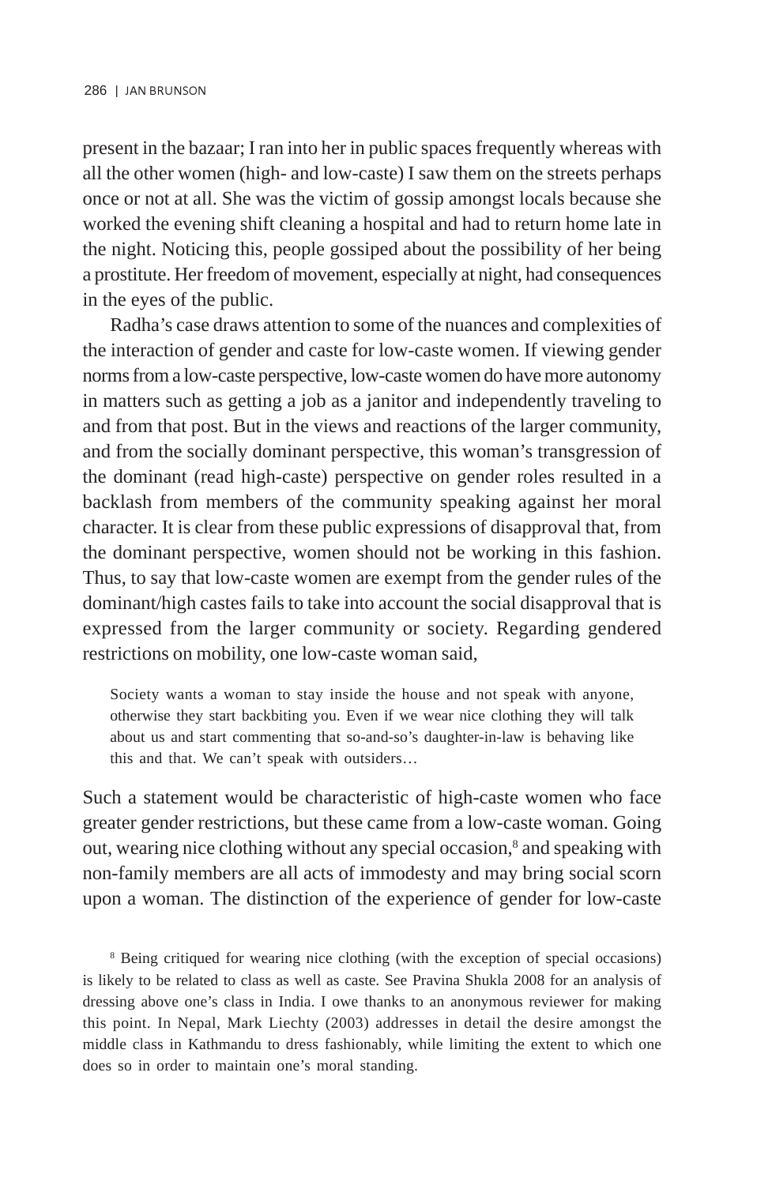present in the bazaar; I ran into her in public spaces frequently whereas with all the other women (high- and low-caste) I saw them on the streets perhaps once or not at all. She was the victim of gossip amongst locals because she worked the evening shift cleaning a hospital and had to return home late in the night. Noticing this, people gossiped about the possibility of her being a prostitute. Her freedom of movement, especially at night, had consequences in the eyes of the public.

Radha's case draws attention to some of the nuances and complexities of the interaction of gender and caste for low-caste women. If viewing gender norms from a low-caste perspective, low-caste women do have more autonomy in matters such as getting a job as a janitor and independently traveling to and from that post. But in the views and reactions of the larger community, and from the socially dominant perspective, this woman's transgression of the dominant (read high-caste) perspective on gender roles resulted in a backlash from members of the community speaking against her moral character. It is clear from these public expressions of disapproval that, from the dominant perspective, women should not be working in this fashion. Thus, to say that low-caste women are exempt from the gender rules of the dominant/high castes fails to take into account the social disapproval that is expressed from the larger community or society. Regarding gendered restrictions on mobility, one low-caste woman said,

> Society wants a woman to stay inside the house and not speak with anyone, otherwise they start backbiting you. Even if we wear nice clothing they will talk about us and start commenting that so-and-so's daughter-in-law is behaving like this and that. We can't speak with outsiders…

Such a statement would be characteristic of high-caste women who face greater gender restrictions, but these came from a low-caste woman. Going out, wearing nice clothing without any special occasion,[8] and speaking with non-family members are all acts of immodesty and may bring social scorn upon a woman. The distinction of the experience of gender for low-caste

[8] Being critiqued for wearing nice clothing (with the exception of special occasions) is likely to be related to class as well as caste. See Pravina Shukla 2008 for an analysis of dressing above one's class in India. I owe thanks to an anonymous reviewer for making this point. In Nepal, Mark Liechty (2003) addresses in detail the desire amongst the middle class in Kathmandu to dress fashionably, while limiting the extent to which one does so in order to maintain one's moral standing.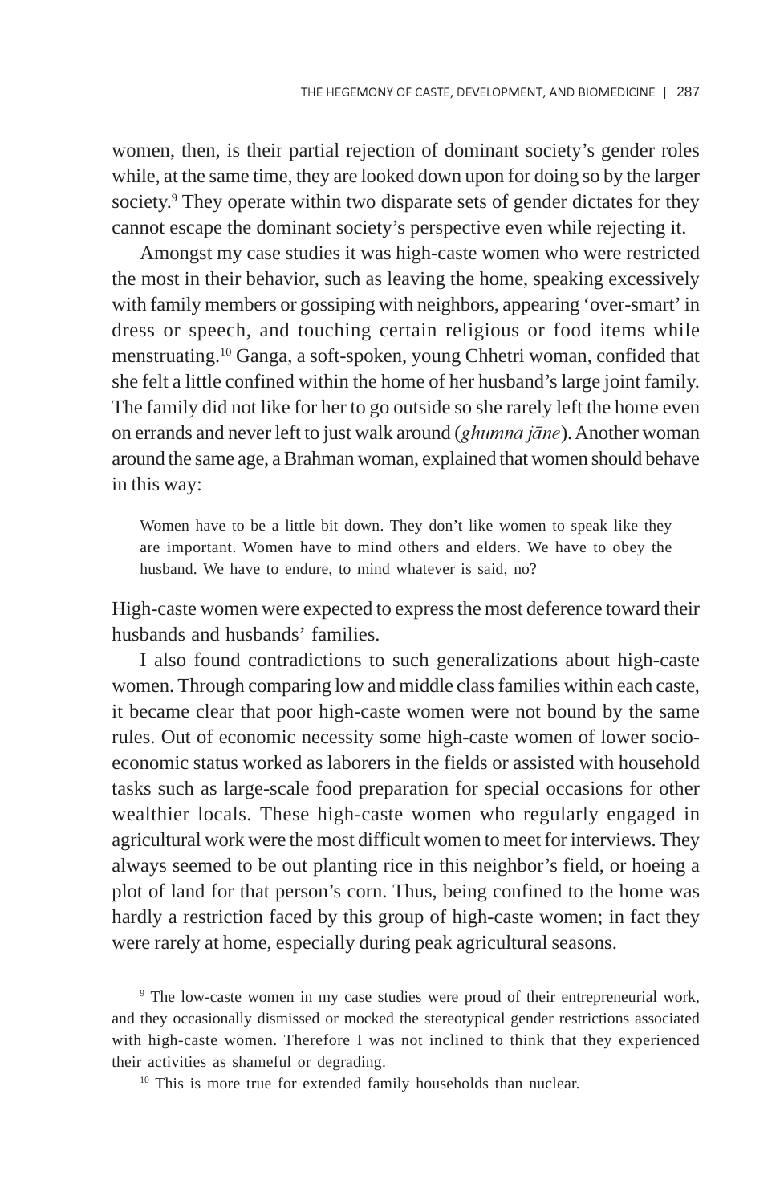women, then, is their partial rejection of dominant society's gender roles while, at the same time, they are looked down upon for doing so by the larger society.[9] They operate within two disparate sets of gender dictates for they cannot escape the dominant society's perspective even while rejecting it.

Amongst my case studies it was high-caste women who were restricted the most in their behavior, such as leaving the home, speaking excessively with family members or gossiping with neighbors, appearing 'over-smart' in dress or speech, and touching certain religious or food items while menstruating.[10] Ganga, a soft-spoken, young Chhetri woman, confided that she felt a little confined within the home of her husband's large joint family. The family did not like for her to go outside so she rarely left the home even on errands and never left to just walk around (*ghumna jāne*). Another woman around the same age, a Brahman woman, explained that women should behave in this way:

> Women have to be a little bit down. They don't like women to speak like they are important. Women have to mind others and elders. We have to obey the husband. We have to endure, to mind whatever is said, no?

High-caste women were expected to express the most deference toward their husbands and husbands' families.

I also found contradictions to such generalizations about high-caste women. Through comparing low and middle class families within each caste, it became clear that poor high-caste women were not bound by the same rules. Out of economic necessity some high-caste women of lower socio-economic status worked as laborers in the fields or assisted with household tasks such as large-scale food preparation for special occasions for other wealthier locals. These high-caste women who regularly engaged in agricultural work were the most difficult women to meet for interviews. They always seemed to be out planting rice in this neighbor's field, or hoeing a plot of land for that person's corn. Thus, being confined to the home was hardly a restriction faced by this group of high-caste women; in fact they were rarely at home, especially during peak agricultural seasons.

[9] The low-caste women in my case studies were proud of their entrepreneurial work, and they occasionally dismissed or mocked the stereotypical gender restrictions associated with high-caste women. Therefore I was not inclined to think that they experienced their activities as shameful or degrading.

[10] This is more true for extended family households than nuclear.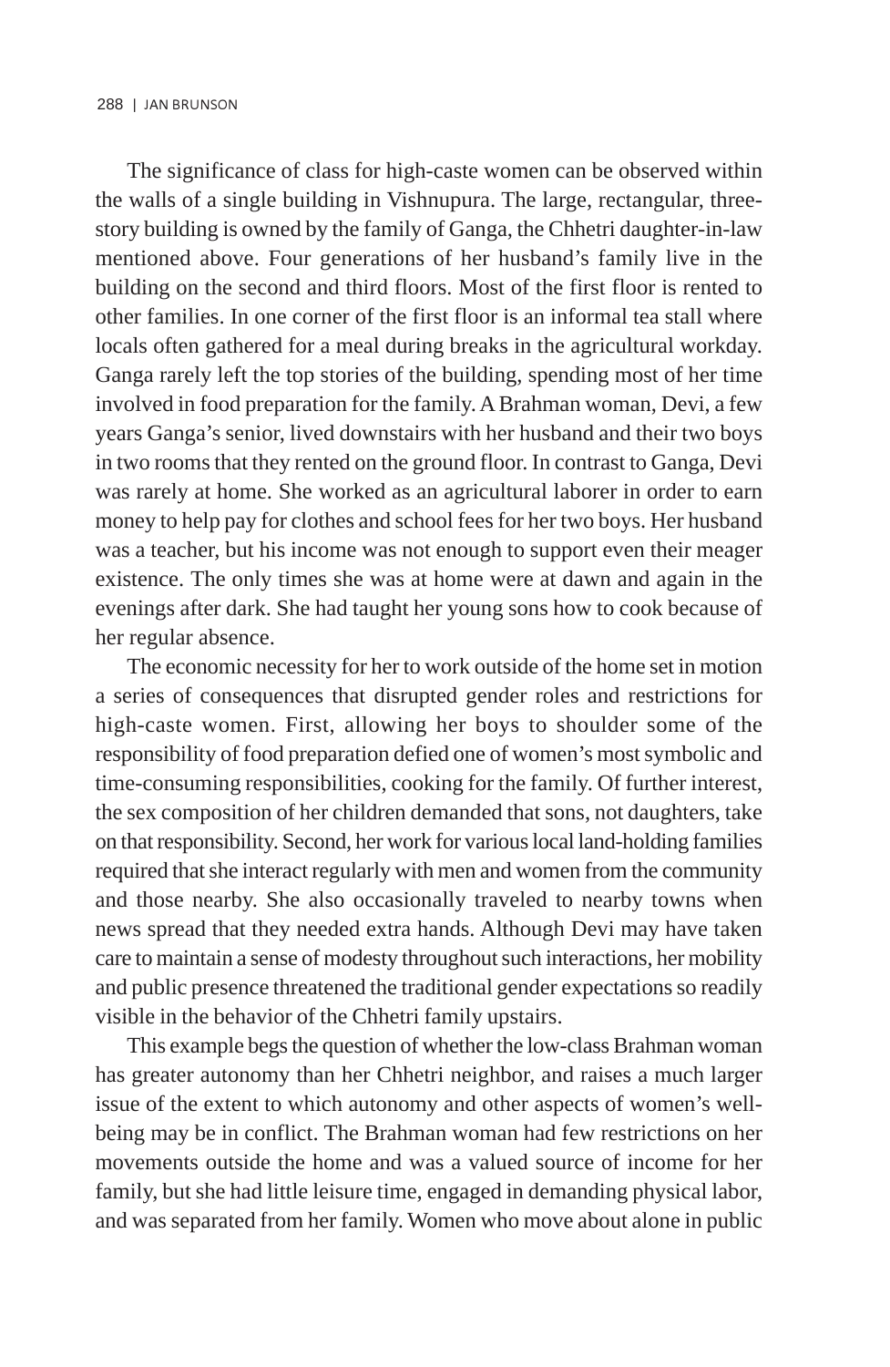The significance of class for high-caste women can be observed within the walls of a single building in Vishnupura. The large, rectangular, three-story building is owned by the family of Ganga, the Chhetri daughter-in-law mentioned above. Four generations of her husband's family live in the building on the second and third floors. Most of the first floor is rented to other families. In one corner of the first floor is an informal tea stall where locals often gathered for a meal during breaks in the agricultural workday. Ganga rarely left the top stories of the building, spending most of her time involved in food preparation for the family. A Brahman woman, Devi, a few years Ganga's senior, lived downstairs with her husband and their two boys in two rooms that they rented on the ground floor. In contrast to Ganga, Devi was rarely at home. She worked as an agricultural laborer in order to earn money to help pay for clothes and school fees for her two boys. Her husband was a teacher, but his income was not enough to support even their meager existence. The only times she was at home were at dawn and again in the evenings after dark. She had taught her young sons how to cook because of her regular absence.

The economic necessity for her to work outside of the home set in motion a series of consequences that disrupted gender roles and restrictions for high-caste women. First, allowing her boys to shoulder some of the responsibility of food preparation defied one of women's most symbolic and time-consuming responsibilities, cooking for the family. Of further interest, the sex composition of her children demanded that sons, not daughters, take on that responsibility. Second, her work for various local land-holding families required that she interact regularly with men and women from the community and those nearby. She also occasionally traveled to nearby towns when news spread that they needed extra hands. Although Devi may have taken care to maintain a sense of modesty throughout such interactions, her mobility and public presence threatened the traditional gender expectations so readily visible in the behavior of the Chhetri family upstairs.

This example begs the question of whether the low-class Brahman woman has greater autonomy than her Chhetri neighbor, and raises a much larger issue of the extent to which autonomy and other aspects of women's well-being may be in conflict. The Brahman woman had few restrictions on her movements outside the home and was a valued source of income for her family, but she had little leisure time, engaged in demanding physical labor, and was separated from her family. Women who move about alone in public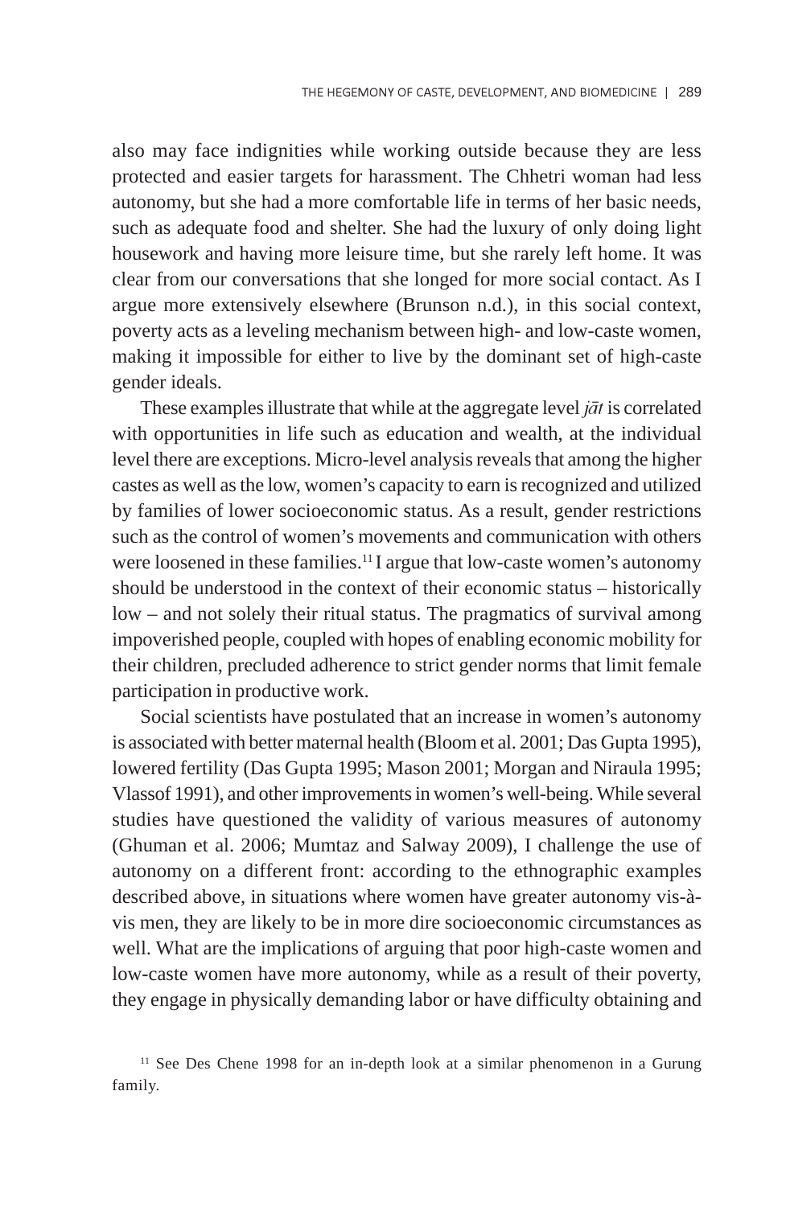also may face indignities while working outside because they are less protected and easier targets for harassment. The Chhetri woman had less autonomy, but she had a more comfortable life in terms of her basic needs, such as adequate food and shelter. She had the luxury of only doing light housework and having more leisure time, but she rarely left home. It was clear from our conversations that she longed for more social contact. As I argue more extensively elsewhere (Brunson n.d.), in this social context, poverty acts as a leveling mechanism between high- and low-caste women, making it impossible for either to live by the dominant set of high-caste gender ideals.

These examples illustrate that while at the aggregate level *jāt* is correlated with opportunities in life such as education and wealth, at the individual level there are exceptions. Micro-level analysis reveals that among the higher castes as well as the low, women's capacity to earn is recognized and utilized by families of lower socioeconomic status. As a result, gender restrictions such as the control of women's movements and communication with others were loosened in these families.[11] I argue that low-caste women's autonomy should be understood in the context of their economic status – historically low – and not solely their ritual status. The pragmatics of survival among impoverished people, coupled with hopes of enabling economic mobility for their children, precluded adherence to strict gender norms that limit female participation in productive work.

Social scientists have postulated that an increase in women's autonomy is associated with better maternal health (Bloom et al. 2001; Das Gupta 1995), lowered fertility (Das Gupta 1995; Mason 2001; Morgan and Niraula 1995; Vlassof 1991), and other improvements in women's well-being. While several studies have questioned the validity of various measures of autonomy (Ghuman et al. 2006; Mumtaz and Salway 2009), I challenge the use of autonomy on a different front: according to the ethnographic examples described above, in situations where women have greater autonomy vis-à-vis men, they are likely to be in more dire socioeconomic circumstances as well. What are the implications of arguing that poor high-caste women and low-caste women have more autonomy, while as a result of their poverty, they engage in physically demanding labor or have difficulty obtaining and

[11] See Des Chene 1998 for an in-depth look at a similar phenomenon in a Gurung family.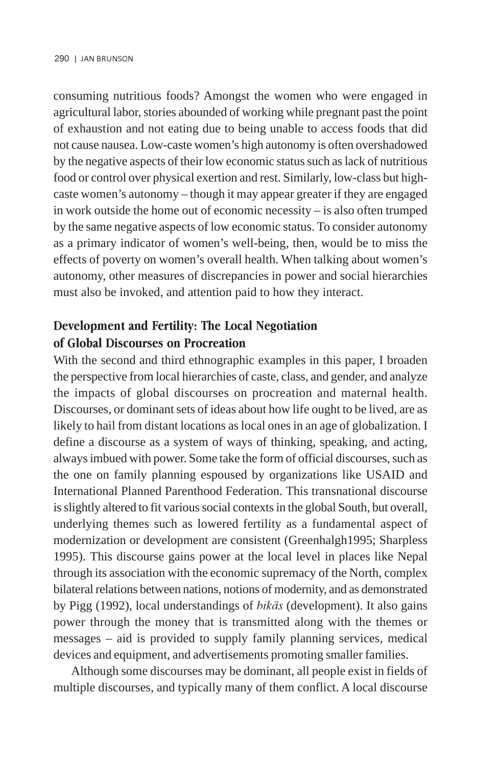consuming nutritious foods? Amongst the women who were engaged in agricultural labor, stories abounded of working while pregnant past the point of exhaustion and not eating due to being unable to access foods that did not cause nausea. Low-caste women's high autonomy is often overshadowed by the negative aspects of their low economic status such as lack of nutritious food or control over physical exertion and rest. Similarly, low-class but high-caste women's autonomy – though it may appear greater if they are engaged in work outside the home out of economic necessity – is also often trumped by the same negative aspects of low economic status. To consider autonomy as a primary indicator of women's well-being, then, would be to miss the effects of poverty on women's overall health. When talking about women's autonomy, other measures of discrepancies in power and social hierarchies must also be invoked, and attention paid to how they interact.

## Development and Fertility: The Local Negotiation of Global Discourses on Procreation

With the second and third ethnographic examples in this paper, I broaden the perspective from local hierarchies of caste, class, and gender, and analyze the impacts of global discourses on procreation and maternal health. Discourses, or dominant sets of ideas about how life ought to be lived, are as likely to hail from distant locations as local ones in an age of globalization. I define a discourse as a system of ways of thinking, speaking, and acting, always imbued with power. Some take the form of official discourses, such as the one on family planning espoused by organizations like USAID and International Planned Parenthood Federation. This transnational discourse is slightly altered to fit various social contexts in the global South, but overall, underlying themes such as lowered fertility as a fundamental aspect of modernization or development are consistent (Greenhalgh1995; Sharpless 1995). This discourse gains power at the local level in places like Nepal through its association with the economic supremacy of the North, complex bilateral relations between nations, notions of modernity, and as demonstrated by Pigg (1992), local understandings of *bikās* (development). It also gains power through the money that is transmitted along with the themes or messages – aid is provided to supply family planning services, medical devices and equipment, and advertisements promoting smaller families.

Although some discourses may be dominant, all people exist in fields of multiple discourses, and typically many of them conflict. A local discourse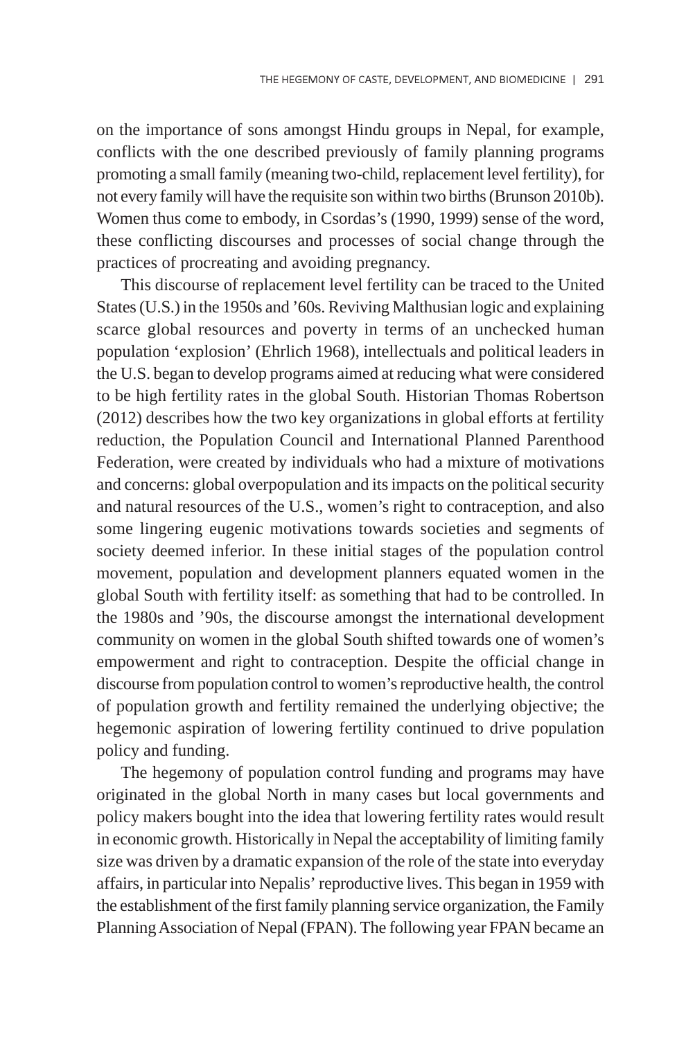on the importance of sons amongst Hindu groups in Nepal, for example, conflicts with the one described previously of family planning programs promoting a small family (meaning two-child, replacement level fertility), for not every family will have the requisite son within two births (Brunson 2010b). Women thus come to embody, in Csordas's (1990, 1999) sense of the word, these conflicting discourses and processes of social change through the practices of procreating and avoiding pregnancy.

This discourse of replacement level fertility can be traced to the United States (U.S.) in the 1950s and '60s. Reviving Malthusian logic and explaining scarce global resources and poverty in terms of an unchecked human population 'explosion' (Ehrlich 1968), intellectuals and political leaders in the U.S. began to develop programs aimed at reducing what were considered to be high fertility rates in the global South. Historian Thomas Robertson (2012) describes how the two key organizations in global efforts at fertility reduction, the Population Council and International Planned Parenthood Federation, were created by individuals who had a mixture of motivations and concerns: global overpopulation and its impacts on the political security and natural resources of the U.S., women's right to contraception, and also some lingering eugenic motivations towards societies and segments of society deemed inferior. In these initial stages of the population control movement, population and development planners equated women in the global South with fertility itself: as something that had to be controlled. In the 1980s and '90s, the discourse amongst the international development community on women in the global South shifted towards one of women's empowerment and right to contraception. Despite the official change in discourse from population control to women's reproductive health, the control of population growth and fertility remained the underlying objective; the hegemonic aspiration of lowering fertility continued to drive population policy and funding.

The hegemony of population control funding and programs may have originated in the global North in many cases but local governments and policy makers bought into the idea that lowering fertility rates would result in economic growth. Historically in Nepal the acceptability of limiting family size was driven by a dramatic expansion of the role of the state into everyday affairs, in particular into Nepalis' reproductive lives. This began in 1959 with the establishment of the first family planning service organization, the Family Planning Association of Nepal (FPAN). The following year FPAN became an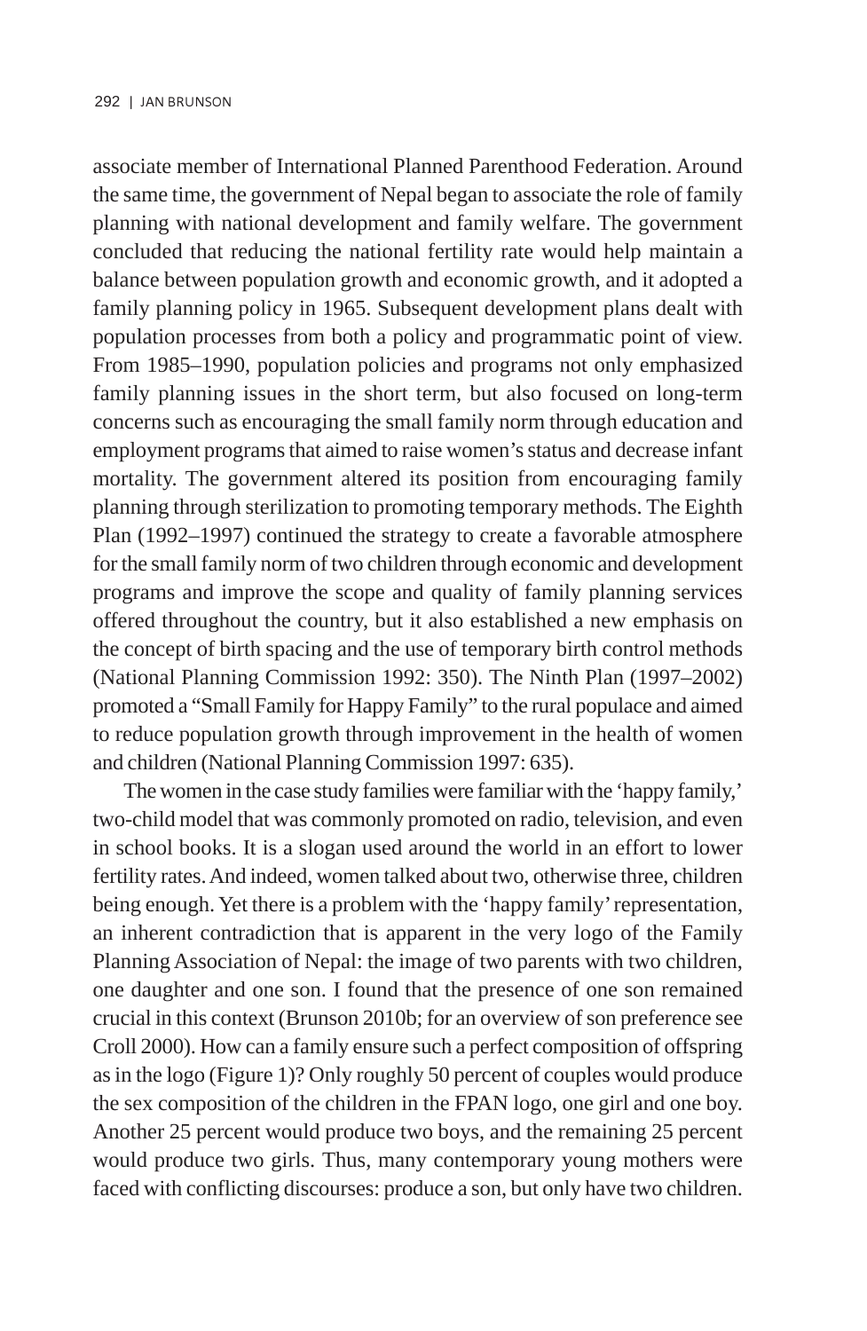associate member of International Planned Parenthood Federation. Around the same time, the government of Nepal began to associate the role of family planning with national development and family welfare. The government concluded that reducing the national fertility rate would help maintain a balance between population growth and economic growth, and it adopted a family planning policy in 1965. Subsequent development plans dealt with population processes from both a policy and programmatic point of view. From 1985–1990, population policies and programs not only emphasized family planning issues in the short term, but also focused on long-term concerns such as encouraging the small family norm through education and employment programs that aimed to raise women's status and decrease infant mortality. The government altered its position from encouraging family planning through sterilization to promoting temporary methods. The Eighth Plan (1992–1997) continued the strategy to create a favorable atmosphere for the small family norm of two children through economic and development programs and improve the scope and quality of family planning services offered throughout the country, but it also established a new emphasis on the concept of birth spacing and the use of temporary birth control methods (National Planning Commission 1992: 350). The Ninth Plan (1997–2002) promoted a "Small Family for Happy Family" to the rural populace and aimed to reduce population growth through improvement in the health of women and children (National Planning Commission 1997: 635).

The women in the case study families were familiar with the 'happy family,' two-child model that was commonly promoted on radio, television, and even in school books. It is a slogan used around the world in an effort to lower fertility rates. And indeed, women talked about two, otherwise three, children being enough. Yet there is a problem with the 'happy family' representation, an inherent contradiction that is apparent in the very logo of the Family Planning Association of Nepal: the image of two parents with two children, one daughter and one son. I found that the presence of one son remained crucial in this context (Brunson 2010b; for an overview of son preference see Croll 2000). How can a family ensure such a perfect composition of offspring as in the logo (Figure 1)? Only roughly 50 percent of couples would produce the sex composition of the children in the FPAN logo, one girl and one boy. Another 25 percent would produce two boys, and the remaining 25 percent would produce two girls. Thus, many contemporary young mothers were faced with conflicting discourses: produce a son, but only have two children.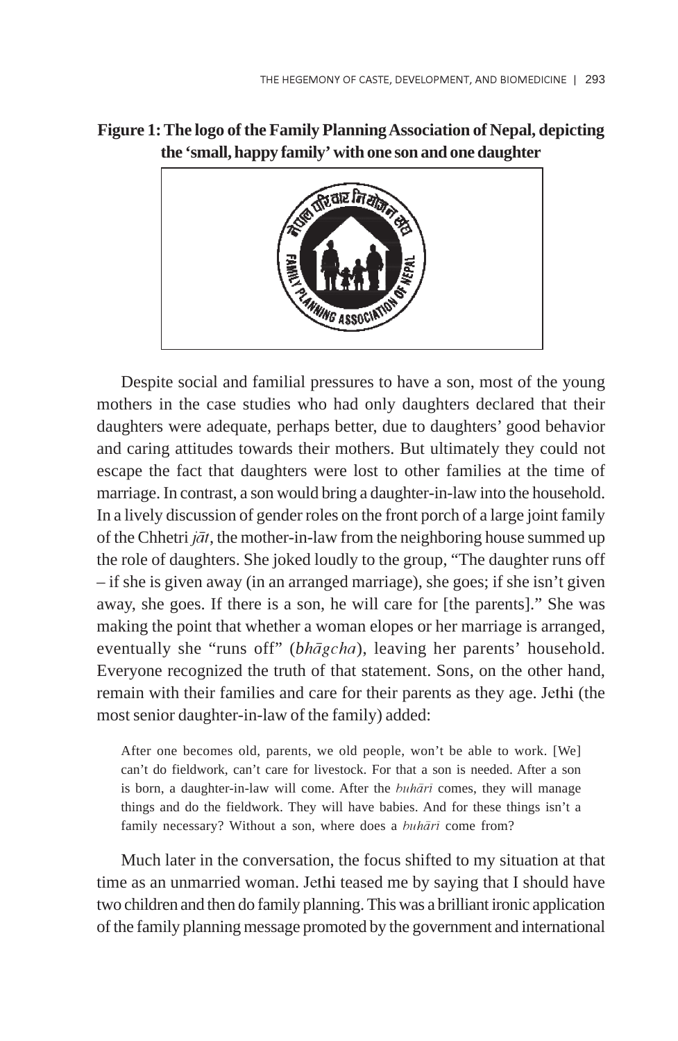**Figure 1: The logo of the Family Planning Association of Nepal, depicting the 'small, happy family' with one son and one daughter**

Despite social and familial pressures to have a son, most of the young mothers in the case studies who had only daughters declared that their daughters were adequate, perhaps better, due to daughters' good behavior and caring attitudes towards their mothers. But ultimately they could not escape the fact that daughters were lost to other families at the time of marriage. In contrast, a son would bring a daughter-in-law into the household. In a lively discussion of gender roles on the front porch of a large joint family of the Chhetri *jāt*, the mother-in-law from the neighboring house summed up the role of daughters. She joked loudly to the group, "The daughter runs off – if she is given away (in an arranged marriage), she goes; if she isn't given away, she goes. If there is a son, he will care for [the parents]." She was making the point that whether a woman elopes or her marriage is arranged, eventually she "runs off" (*bhāgcha*), leaving her parents' household. Everyone recognized the truth of that statement. Sons, on the other hand, remain with their families and care for their parents as they age. Jethi (the most senior daughter-in-law of the family) added:

> After one becomes old, parents, we old people, won't be able to work. [We] can't do fieldwork, can't care for livestock. For that a son is needed. After a son is born, a daughter-in-law will come. After the *buhārī* comes, they will manage things and do the fieldwork. They will have babies. And for these things isn't a family necessary? Without a son, where does a *buhārī* come from?

Much later in the conversation, the focus shifted to my situation at that time as an unmarried woman. Jethi teased me by saying that I should have two children and then do family planning. This was a brilliant ironic application of the family planning message promoted by the government and international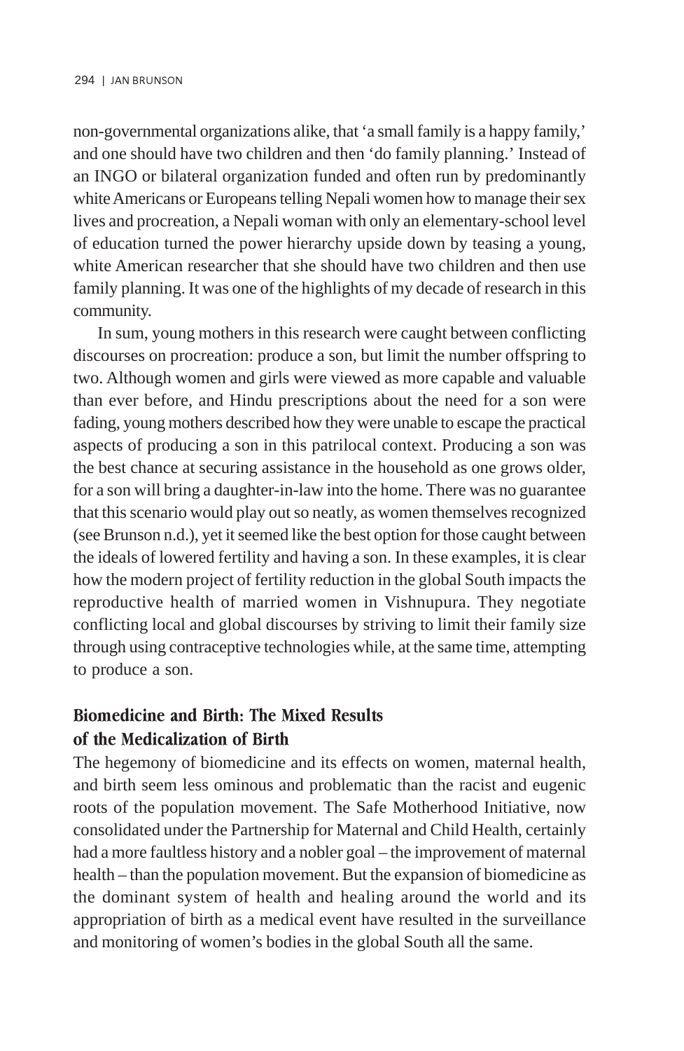non-governmental organizations alike, that 'a small family is a happy family,' and one should have two children and then 'do family planning.' Instead of an INGO or bilateral organization funded and often run by predominantly white Americans or Europeans telling Nepali women how to manage their sex lives and procreation, a Nepali woman with only an elementary-school level of education turned the power hierarchy upside down by teasing a young, white American researcher that she should have two children and then use family planning. It was one of the highlights of my decade of research in this community.

In sum, young mothers in this research were caught between conflicting discourses on procreation: produce a son, but limit the number offspring to two. Although women and girls were viewed as more capable and valuable than ever before, and Hindu prescriptions about the need for a son were fading, young mothers described how they were unable to escape the practical aspects of producing a son in this patrilocal context. Producing a son was the best chance at securing assistance in the household as one grows older, for a son will bring a daughter-in-law into the home. There was no guarantee that this scenario would play out so neatly, as women themselves recognized (see Brunson n.d.), yet it seemed like the best option for those caught between the ideals of lowered fertility and having a son. In these examples, it is clear how the modern project of fertility reduction in the global South impacts the reproductive health of married women in Vishnupura. They negotiate conflicting local and global discourses by striving to limit their family size through using contraceptive technologies while, at the same time, attempting to produce a son.

## Biomedicine and Birth: The Mixed Results of the Medicalization of Birth

The hegemony of biomedicine and its effects on women, maternal health, and birth seem less ominous and problematic than the racist and eugenic roots of the population movement. The Safe Motherhood Initiative, now consolidated under the Partnership for Maternal and Child Health, certainly had a more faultless history and a nobler goal – the improvement of maternal health – than the population movement. But the expansion of biomedicine as the dominant system of health and healing around the world and its appropriation of birth as a medical event have resulted in the surveillance and monitoring of women's bodies in the global South all the same.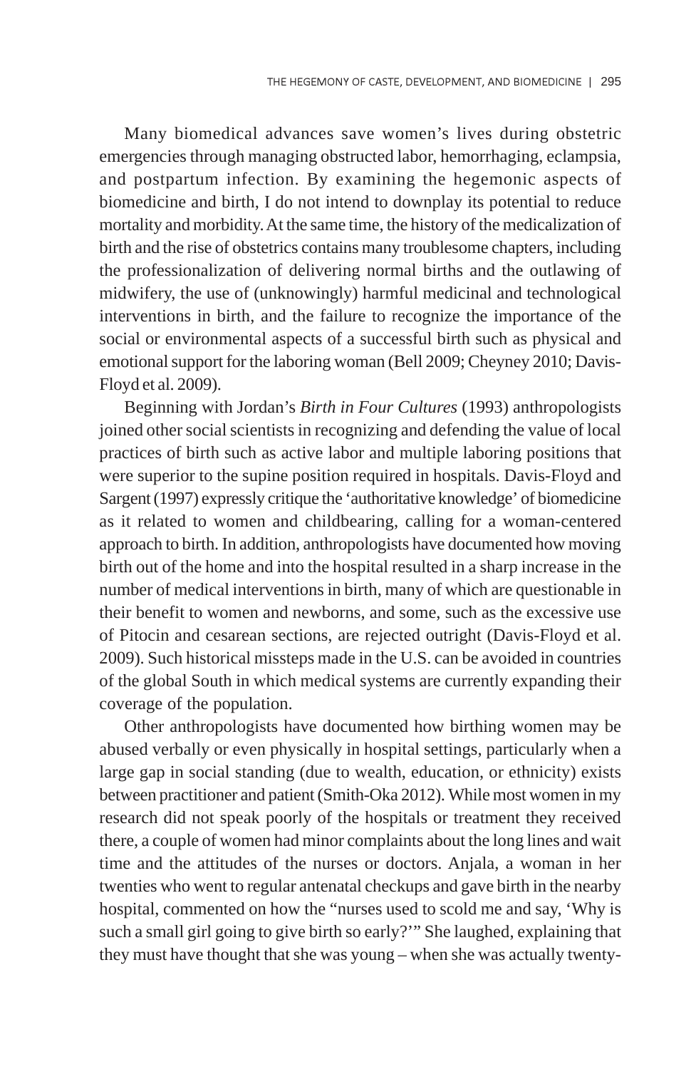Many biomedical advances save women's lives during obstetric emergencies through managing obstructed labor, hemorrhaging, eclampsia, and postpartum infection. By examining the hegemonic aspects of biomedicine and birth, I do not intend to downplay its potential to reduce mortality and morbidity. At the same time, the history of the medicalization of birth and the rise of obstetrics contains many troublesome chapters, including the professionalization of delivering normal births and the outlawing of midwifery, the use of (unknowingly) harmful medicinal and technological interventions in birth, and the failure to recognize the importance of the social or environmental aspects of a successful birth such as physical and emotional support for the laboring woman (Bell 2009; Cheyney 2010; Davis-Floyd et al. 2009).

Beginning with Jordan's *Birth in Four Cultures* (1993) anthropologists joined other social scientists in recognizing and defending the value of local practices of birth such as active labor and multiple laboring positions that were superior to the supine position required in hospitals. Davis-Floyd and Sargent (1997) expressly critique the 'authoritative knowledge' of biomedicine as it related to women and childbearing, calling for a woman-centered approach to birth. In addition, anthropologists have documented how moving birth out of the home and into the hospital resulted in a sharp increase in the number of medical interventions in birth, many of which are questionable in their benefit to women and newborns, and some, such as the excessive use of Pitocin and cesarean sections, are rejected outright (Davis-Floyd et al. 2009). Such historical missteps made in the U.S. can be avoided in countries of the global South in which medical systems are currently expanding their coverage of the population.

Other anthropologists have documented how birthing women may be abused verbally or even physically in hospital settings, particularly when a large gap in social standing (due to wealth, education, or ethnicity) exists between practitioner and patient (Smith-Oka 2012). While most women in my research did not speak poorly of the hospitals or treatment they received there, a couple of women had minor complaints about the long lines and wait time and the attitudes of the nurses or doctors. Anjala, a woman in her twenties who went to regular antenatal checkups and gave birth in the nearby hospital, commented on how the "nurses used to scold me and say, 'Why is such a small girl going to give birth so early?'" She laughed, explaining that they must have thought that she was young – when she was actually twenty-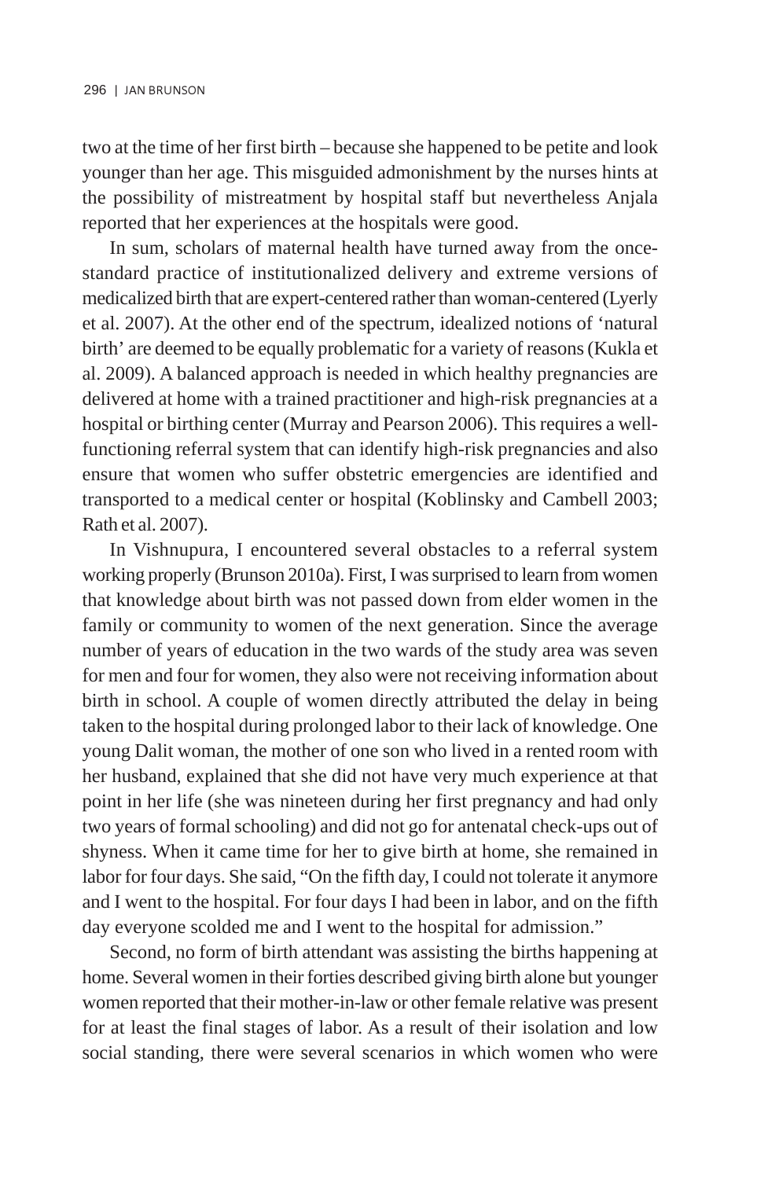two at the time of her first birth – because she happened to be petite and look younger than her age. This misguided admonishment by the nurses hints at the possibility of mistreatment by hospital staff but nevertheless Anjala reported that her experiences at the hospitals were good.

In sum, scholars of maternal health have turned away from the once-standard practice of institutionalized delivery and extreme versions of medicalized birth that are expert-centered rather than woman-centered (Lyerly et al. 2007). At the other end of the spectrum, idealized notions of 'natural birth' are deemed to be equally problematic for a variety of reasons (Kukla et al. 2009). A balanced approach is needed in which healthy pregnancies are delivered at home with a trained practitioner and high-risk pregnancies at a hospital or birthing center (Murray and Pearson 2006). This requires a well-functioning referral system that can identify high-risk pregnancies and also ensure that women who suffer obstetric emergencies are identified and transported to a medical center or hospital (Koblinsky and Cambell 2003; Rath et al. 2007).

In Vishnupura, I encountered several obstacles to a referral system working properly (Brunson 2010a). First, I was surprised to learn from women that knowledge about birth was not passed down from elder women in the family or community to women of the next generation. Since the average number of years of education in the two wards of the study area was seven for men and four for women, they also were not receiving information about birth in school. A couple of women directly attributed the delay in being taken to the hospital during prolonged labor to their lack of knowledge. One young Dalit woman, the mother of one son who lived in a rented room with her husband, explained that she did not have very much experience at that point in her life (she was nineteen during her first pregnancy and had only two years of formal schooling) and did not go for antenatal check-ups out of shyness. When it came time for her to give birth at home, she remained in labor for four days. She said, "On the fifth day, I could not tolerate it anymore and I went to the hospital. For four days I had been in labor, and on the fifth day everyone scolded me and I went to the hospital for admission."

Second, no form of birth attendant was assisting the births happening at home. Several women in their forties described giving birth alone but younger women reported that their mother-in-law or other female relative was present for at least the final stages of labor. As a result of their isolation and low social standing, there were several scenarios in which women who were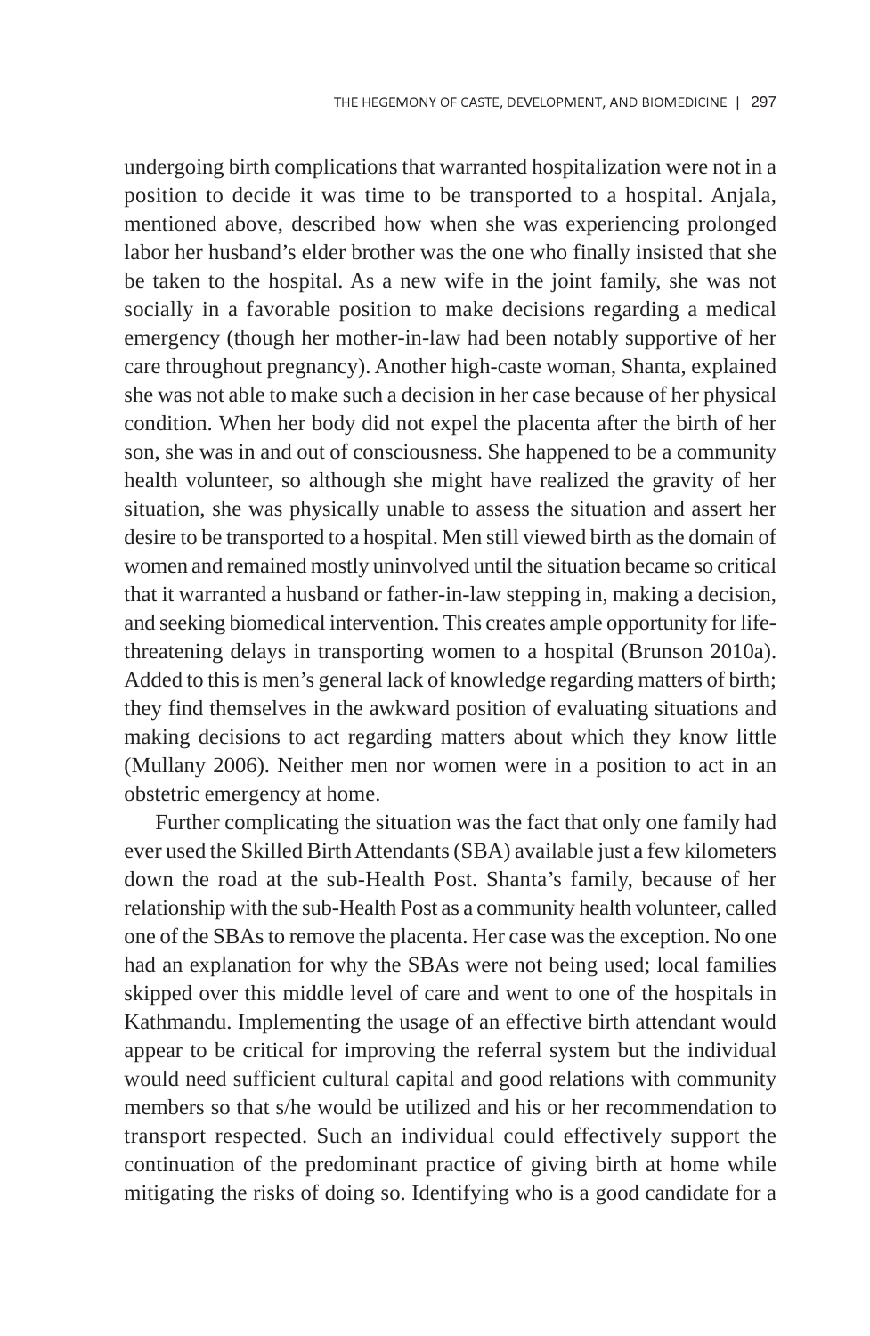undergoing birth complications that warranted hospitalization were not in a position to decide it was time to be transported to a hospital. Anjala, mentioned above, described how when she was experiencing prolonged labor her husband's elder brother was the one who finally insisted that she be taken to the hospital. As a new wife in the joint family, she was not socially in a favorable position to make decisions regarding a medical emergency (though her mother-in-law had been notably supportive of her care throughout pregnancy). Another high-caste woman, Shanta, explained she was not able to make such a decision in her case because of her physical condition. When her body did not expel the placenta after the birth of her son, she was in and out of consciousness. She happened to be a community health volunteer, so although she might have realized the gravity of her situation, she was physically unable to assess the situation and assert her desire to be transported to a hospital. Men still viewed birth as the domain of women and remained mostly uninvolved until the situation became so critical that it warranted a husband or father-in-law stepping in, making a decision, and seeking biomedical intervention. This creates ample opportunity for life-threatening delays in transporting women to a hospital (Brunson 2010a). Added to this is men's general lack of knowledge regarding matters of birth; they find themselves in the awkward position of evaluating situations and making decisions to act regarding matters about which they know little (Mullany 2006). Neither men nor women were in a position to act in an obstetric emergency at home.

Further complicating the situation was the fact that only one family had ever used the Skilled Birth Attendants (SBA) available just a few kilometers down the road at the sub-Health Post. Shanta's family, because of her relationship with the sub-Health Post as a community health volunteer, called one of the SBAs to remove the placenta. Her case was the exception. No one had an explanation for why the SBAs were not being used; local families skipped over this middle level of care and went to one of the hospitals in Kathmandu. Implementing the usage of an effective birth attendant would appear to be critical for improving the referral system but the individual would need sufficient cultural capital and good relations with community members so that s/he would be utilized and his or her recommendation to transport respected. Such an individual could effectively support the continuation of the predominant practice of giving birth at home while mitigating the risks of doing so. Identifying who is a good candidate for a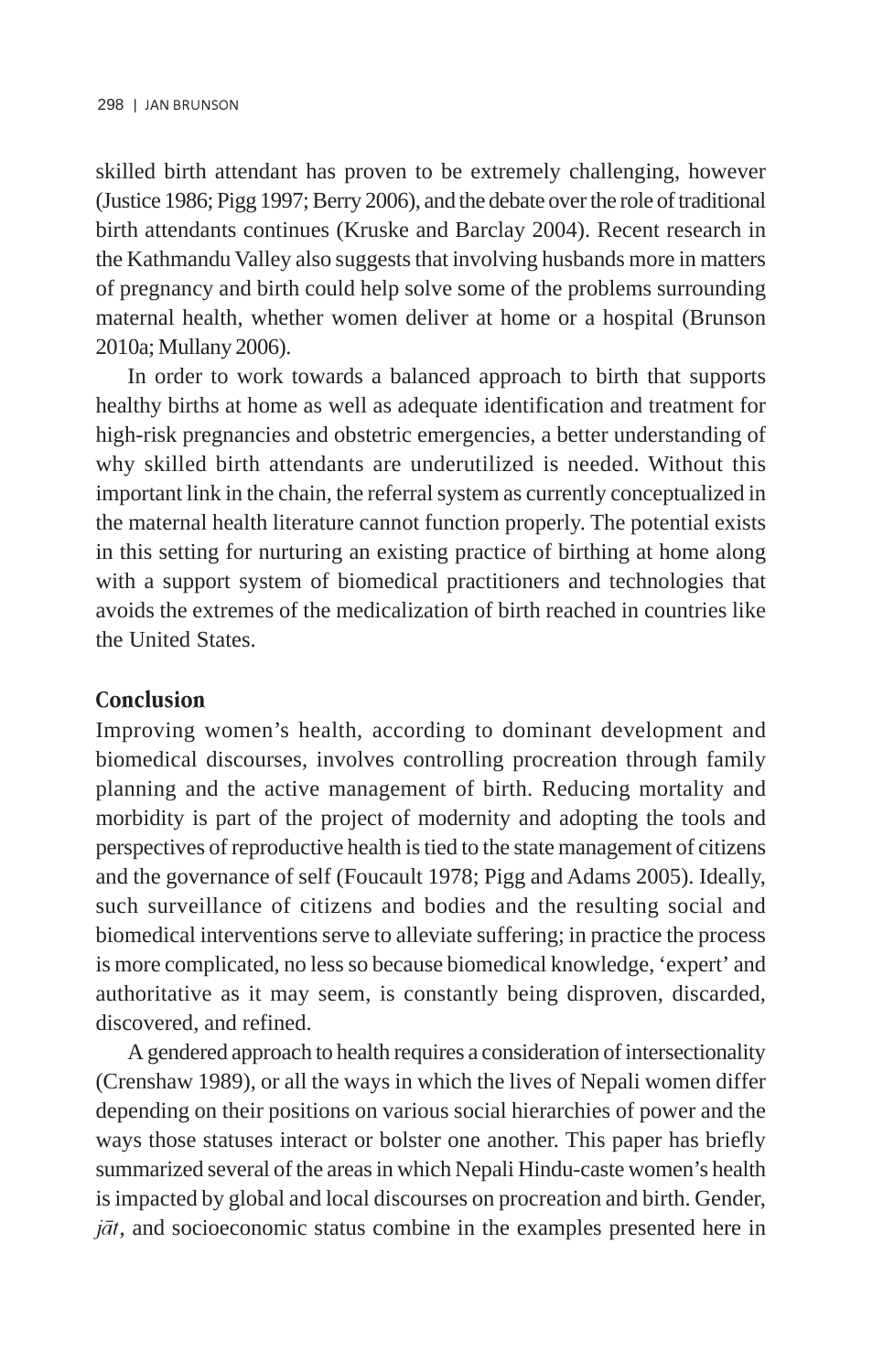skilled birth attendant has proven to be extremely challenging, however (Justice 1986; Pigg 1997; Berry 2006), and the debate over the role of traditional birth attendants continues (Kruske and Barclay 2004). Recent research in the Kathmandu Valley also suggests that involving husbands more in matters of pregnancy and birth could help solve some of the problems surrounding maternal health, whether women deliver at home or a hospital (Brunson 2010a; Mullany 2006).

In order to work towards a balanced approach to birth that supports healthy births at home as well as adequate identification and treatment for high-risk pregnancies and obstetric emergencies, a better understanding of why skilled birth attendants are underutilized is needed. Without this important link in the chain, the referral system as currently conceptualized in the maternal health literature cannot function properly. The potential exists in this setting for nurturing an existing practice of birthing at home along with a support system of biomedical practitioners and technologies that avoids the extremes of the medicalization of birth reached in countries like the United States.

## Conclusion

Improving women's health, according to dominant development and biomedical discourses, involves controlling procreation through family planning and the active management of birth. Reducing mortality and morbidity is part of the project of modernity and adopting the tools and perspectives of reproductive health is tied to the state management of citizens and the governance of self (Foucault 1978; Pigg and Adams 2005). Ideally, such surveillance of citizens and bodies and the resulting social and biomedical interventions serve to alleviate suffering; in practice the process is more complicated, no less so because biomedical knowledge, 'expert' and authoritative as it may seem, is constantly being disproven, discarded, discovered, and refined.

A gendered approach to health requires a consideration of intersectionality (Crenshaw 1989), or all the ways in which the lives of Nepali women differ depending on their positions on various social hierarchies of power and the ways those statuses interact or bolster one another. This paper has briefly summarized several of the areas in which Nepali Hindu-caste women's health is impacted by global and local discourses on procreation and birth. Gender, *jāt*, and socioeconomic status combine in the examples presented here in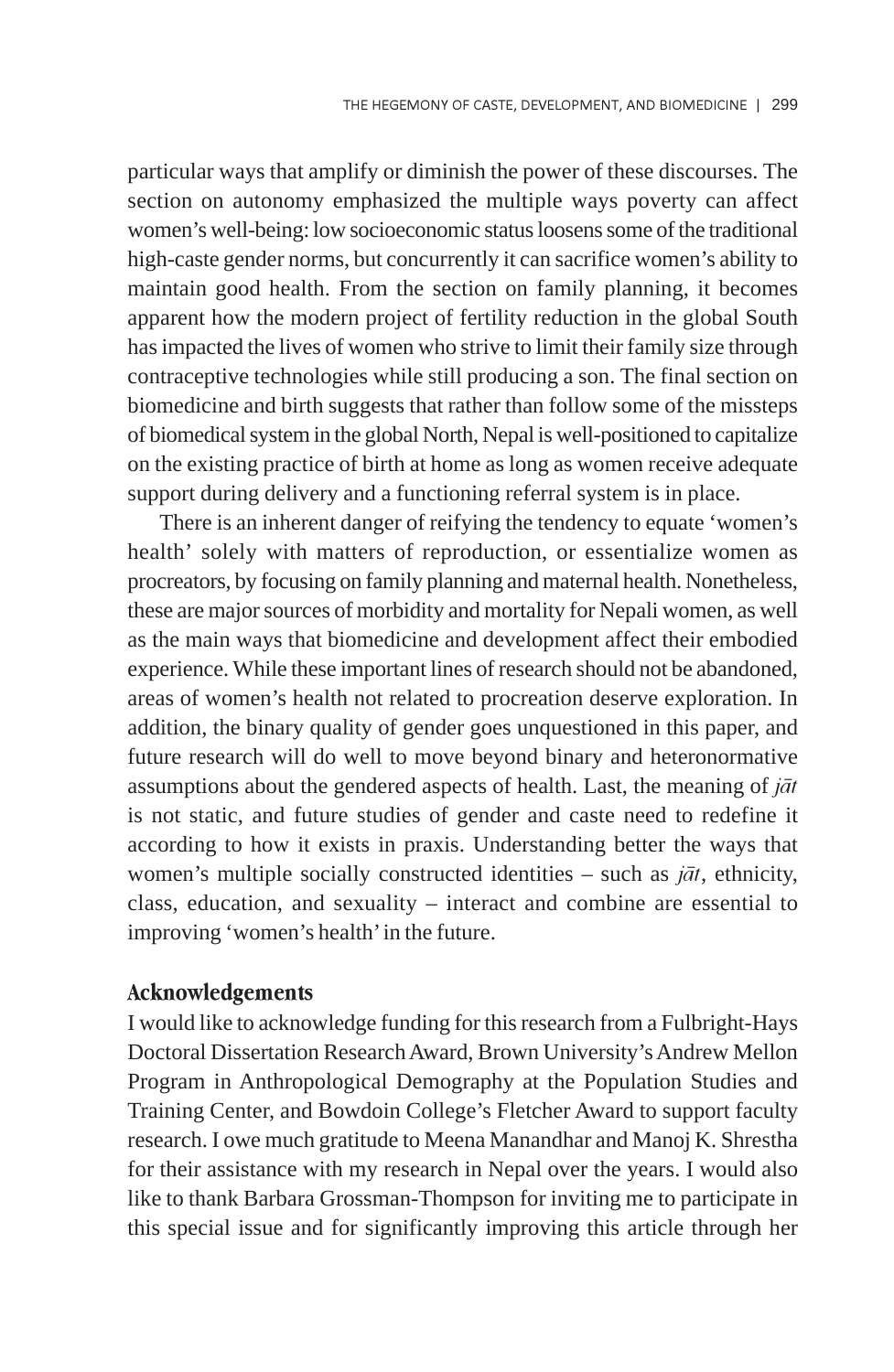particular ways that amplify or diminish the power of these discourses. The section on autonomy emphasized the multiple ways poverty can affect women's well-being: low socioeconomic status loosens some of the traditional high-caste gender norms, but concurrently it can sacrifice women's ability to maintain good health. From the section on family planning, it becomes apparent how the modern project of fertility reduction in the global South has impacted the lives of women who strive to limit their family size through contraceptive technologies while still producing a son. The final section on biomedicine and birth suggests that rather than follow some of the missteps of biomedical system in the global North, Nepal is well-positioned to capitalize on the existing practice of birth at home as long as women receive adequate support during delivery and a functioning referral system is in place.

There is an inherent danger of reifying the tendency to equate 'women's health' solely with matters of reproduction, or essentialize women as procreators, by focusing on family planning and maternal health. Nonetheless, these are major sources of morbidity and mortality for Nepali women, as well as the main ways that biomedicine and development affect their embodied experience. While these important lines of research should not be abandoned, areas of women's health not related to procreation deserve exploration. In addition, the binary quality of gender goes unquestioned in this paper, and future research will do well to move beyond binary and heteronormative assumptions about the gendered aspects of health. Last, the meaning of *jāt* is not static, and future studies of gender and caste need to redefine it according to how it exists in praxis. Understanding better the ways that women's multiple socially constructed identities – such as *jāt*, ethnicity, class, education, and sexuality – interact and combine are essential to improving 'women's health' in the future.

## Acknowledgements

I would like to acknowledge funding for this research from a Fulbright-Hays Doctoral Dissertation Research Award, Brown University's Andrew Mellon Program in Anthropological Demography at the Population Studies and Training Center, and Bowdoin College's Fletcher Award to support faculty research. I owe much gratitude to Meena Manandhar and Manoj K. Shrestha for their assistance with my research in Nepal over the years. I would also like to thank Barbara Grossman-Thompson for inviting me to participate in this special issue and for significantly improving this article through her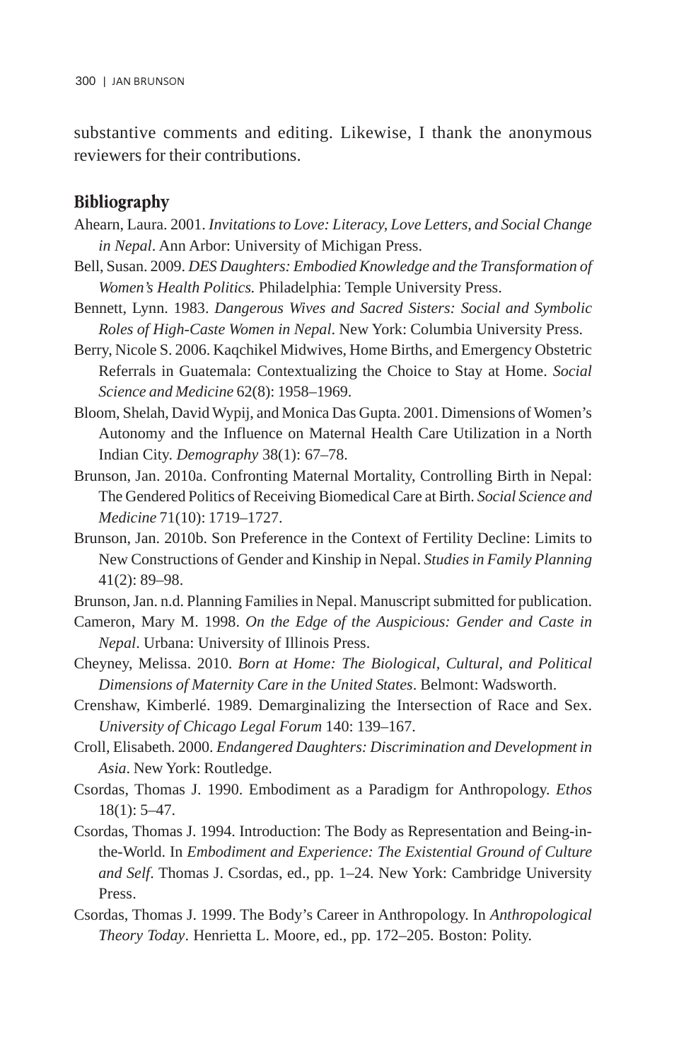substantive comments and editing. Likewise, I thank the anonymous reviewers for their contributions.

## Bibliography

Ahearn, Laura. 2001. *Invitations to Love: Literacy, Love Letters, and Social Change in Nepal*. Ann Arbor: University of Michigan Press.

Bell, Susan. 2009. *DES Daughters: Embodied Knowledge and the Transformation of Women's Health Politics.* Philadelphia: Temple University Press.

Bennett, Lynn. 1983. *Dangerous Wives and Sacred Sisters: Social and Symbolic Roles of High-Caste Women in Nepal*. New York: Columbia University Press.

Berry, Nicole S. 2006. Kaqchikel Midwives, Home Births, and Emergency Obstetric Referrals in Guatemala: Contextualizing the Choice to Stay at Home. *Social Science and Medicine* 62(8): 1958–1969.

Bloom, Shelah, David Wypij, and Monica Das Gupta. 2001. Dimensions of Women's Autonomy and the Influence on Maternal Health Care Utilization in a North Indian City. *Demography* 38(1): 67–78.

Brunson, Jan. 2010a. Confronting Maternal Mortality, Controlling Birth in Nepal: The Gendered Politics of Receiving Biomedical Care at Birth. *Social Science and Medicine* 71(10): 1719–1727.

Brunson, Jan. 2010b. Son Preference in the Context of Fertility Decline: Limits to New Constructions of Gender and Kinship in Nepal. *Studies in Family Planning* 41(2): 89–98.

Brunson, Jan. n.d. Planning Families in Nepal. Manuscript submitted for publication.

Cameron, Mary M. 1998. *On the Edge of the Auspicious: Gender and Caste in Nepal*. Urbana: University of Illinois Press.

Cheyney, Melissa. 2010. *Born at Home: The Biological, Cultural, and Political Dimensions of Maternity Care in the United States*. Belmont: Wadsworth.

Crenshaw, Kimberlé. 1989. Demarginalizing the Intersection of Race and Sex. *University of Chicago Legal Forum* 140: 139–167.

Croll, Elisabeth. 2000. *Endangered Daughters: Discrimination and Development in Asia*. New York: Routledge.

Csordas, Thomas J. 1990. Embodiment as a Paradigm for Anthropology. *Ethos* 18(1): 5–47.

Csordas, Thomas J. 1994. Introduction: The Body as Representation and Being-in-the-World. In *Embodiment and Experience: The Existential Ground of Culture and Self*. Thomas J. Csordas, ed., pp. 1–24. New York: Cambridge University Press.

Csordas, Thomas J. 1999. The Body's Career in Anthropology. In *Anthropological Theory Today*. Henrietta L. Moore, ed., pp. 172–205. Boston: Polity.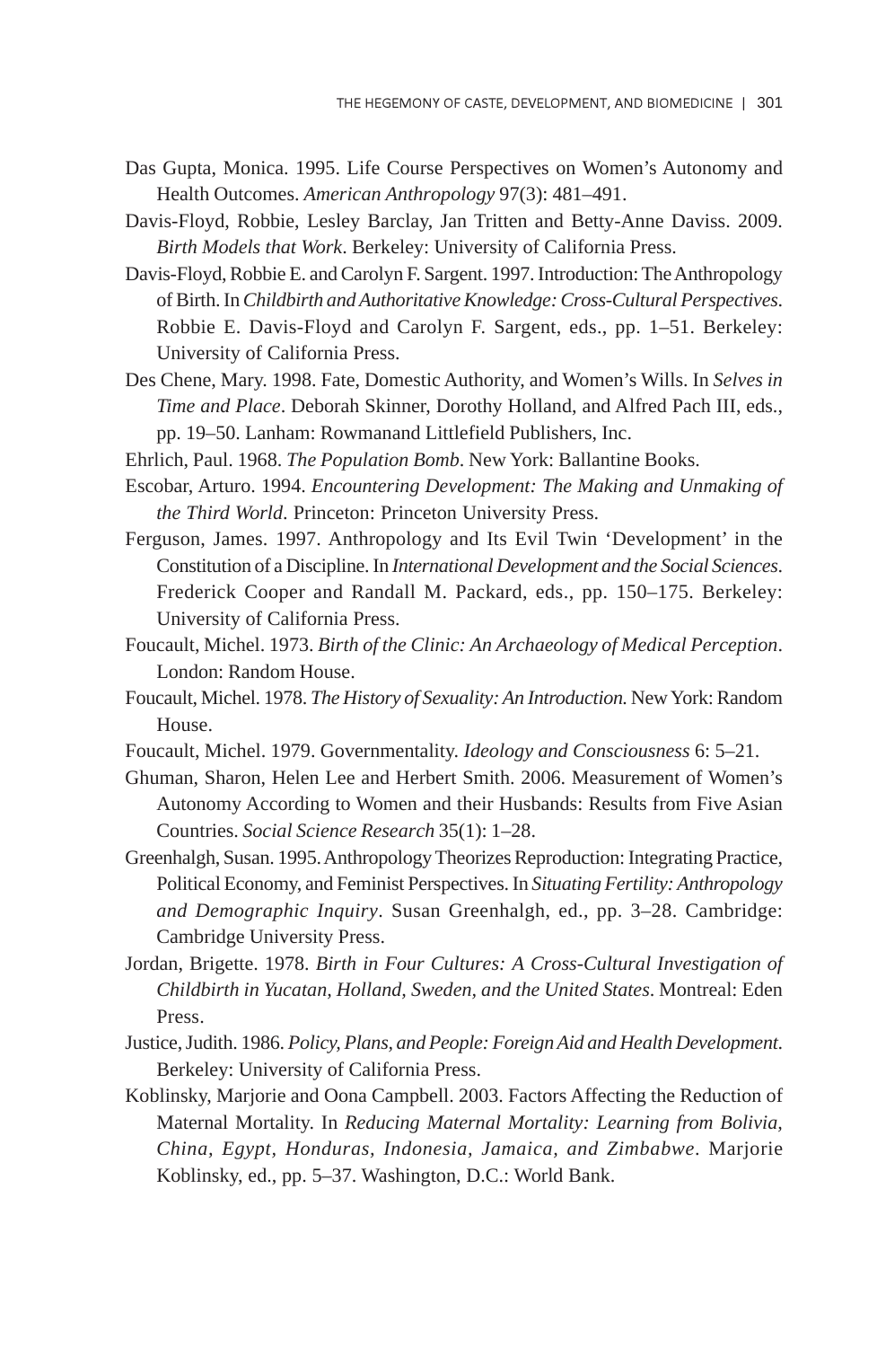Das Gupta, Monica. 1995. Life Course Perspectives on Women's Autonomy and Health Outcomes. *American Anthropology* 97(3): 481–491.

Davis-Floyd, Robbie, Lesley Barclay, Jan Tritten and Betty-Anne Daviss. 2009. *Birth Models that Work*. Berkeley: University of California Press.

Davis-Floyd, Robbie E. and Carolyn F. Sargent. 1997. Introduction: The Anthropology of Birth. In *Childbirth and Authoritative Knowledge: Cross-Cultural Perspectives*. Robbie E. Davis-Floyd and Carolyn F. Sargent, eds., pp. 1–51. Berkeley: University of California Press.

Des Chene, Mary. 1998. Fate, Domestic Authority, and Women's Wills. In *Selves in Time and Place*. Deborah Skinner, Dorothy Holland, and Alfred Pach III, eds., pp. 19–50. Lanham: Rowmanand Littlefield Publishers, Inc.

Ehrlich, Paul. 1968. *The Population Bomb*. New York: Ballantine Books.

Escobar, Arturo. 1994. *Encountering Development: The Making and Unmaking of the Third World*. Princeton: Princeton University Press.

Ferguson, James. 1997. Anthropology and Its Evil Twin 'Development' in the Constitution of a Discipline. In *International Development and the Social Sciences*. Frederick Cooper and Randall M. Packard, eds., pp. 150–175. Berkeley: University of California Press.

Foucault, Michel. 1973. *Birth of the Clinic: An Archaeology of Medical Perception*. London: Random House.

Foucault, Michel. 1978. *The History of Sexuality: An Introduction.* New York: Random House.

Foucault, Michel. 1979. Governmentality. *Ideology and Consciousness* 6: 5–21.

Ghuman, Sharon, Helen Lee and Herbert Smith. 2006. Measurement of Women's Autonomy According to Women and their Husbands: Results from Five Asian Countries. *Social Science Research* 35(1): 1–28.

Greenhalgh, Susan. 1995. Anthropology Theorizes Reproduction: Integrating Practice, Political Economy, and Feminist Perspectives. In *Situating Fertility: Anthropology and Demographic Inquiry*. Susan Greenhalgh, ed., pp. 3–28. Cambridge: Cambridge University Press.

Jordan, Brigette. 1978. *Birth in Four Cultures: A Cross-Cultural Investigation of Childbirth in Yucatan, Holland, Sweden, and the United States*. Montreal: Eden Press.

Justice, Judith. 1986. *Policy, Plans, and People: Foreign Aid and Health Development*. Berkeley: University of California Press.

Koblinsky, Marjorie and Oona Campbell. 2003. Factors Affecting the Reduction of Maternal Mortality. In *Reducing Maternal Mortality: Learning from Bolivia, China, Egypt, Honduras, Indonesia, Jamaica, and Zimbabwe*. Marjorie Koblinsky, ed., pp. 5–37. Washington, D.C.: World Bank.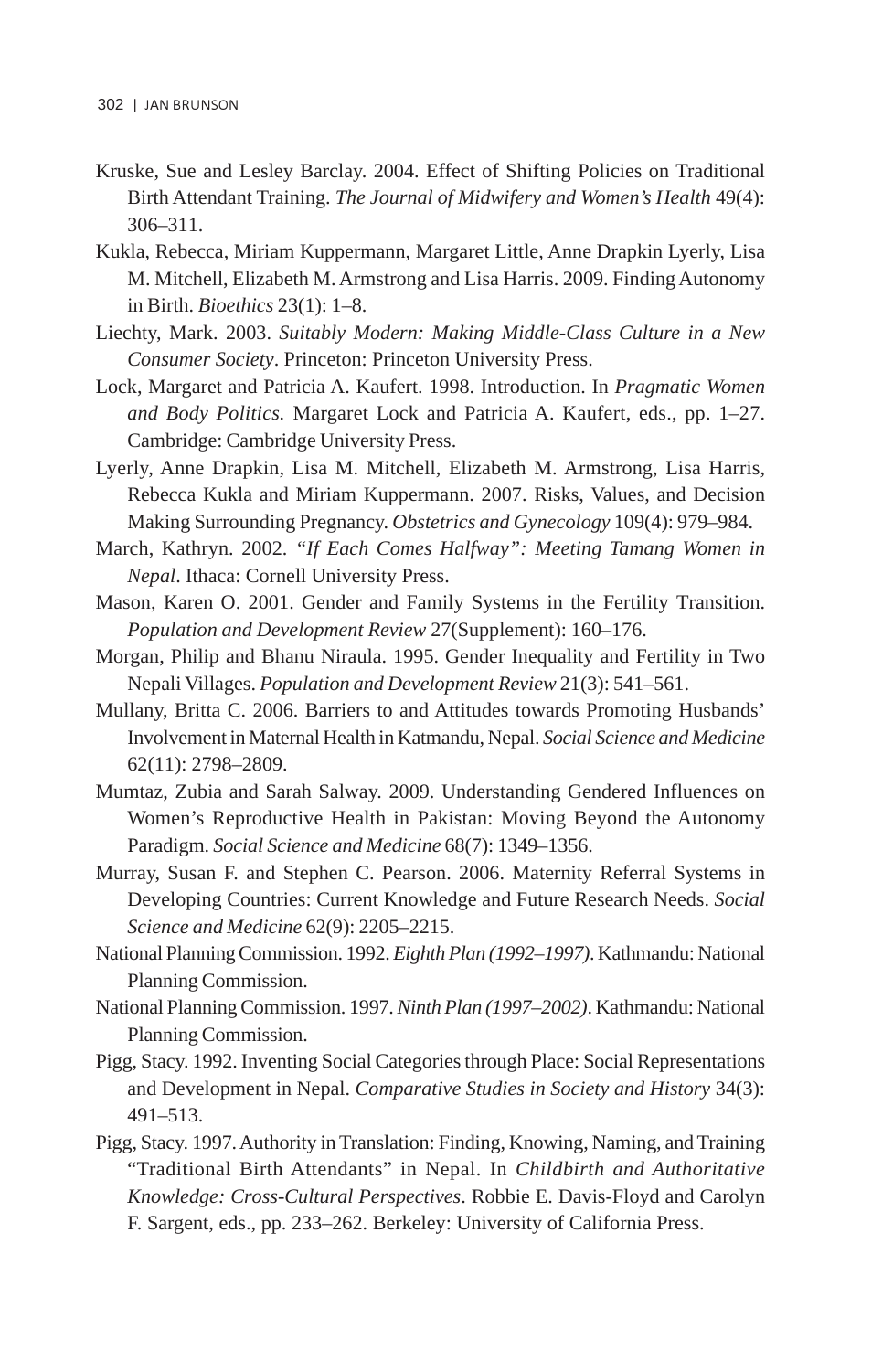Kruske, Sue and Lesley Barclay. 2004. Effect of Shifting Policies on Traditional Birth Attendant Training. *The Journal of Midwifery and Women's Health* 49(4): 306–311.

Kukla, Rebecca, Miriam Kuppermann, Margaret Little, Anne Drapkin Lyerly, Lisa M. Mitchell, Elizabeth M. Armstrong and Lisa Harris. 2009. Finding Autonomy in Birth. *Bioethics* 23(1): 1–8.

Liechty, Mark. 2003. *Suitably Modern: Making Middle-Class Culture in a New Consumer Society*. Princeton: Princeton University Press.

Lock, Margaret and Patricia A. Kaufert. 1998. Introduction. In *Pragmatic Women and Body Politics.* Margaret Lock and Patricia A. Kaufert, eds., pp. 1–27. Cambridge: Cambridge University Press.

Lyerly, Anne Drapkin, Lisa M. Mitchell, Elizabeth M. Armstrong, Lisa Harris, Rebecca Kukla and Miriam Kuppermann. 2007. Risks, Values, and Decision Making Surrounding Pregnancy. *Obstetrics and Gynecology* 109(4): 979–984.

March, Kathryn. 2002. *"If Each Comes Halfway": Meeting Tamang Women in Nepal*. Ithaca: Cornell University Press.

Mason, Karen O. 2001. Gender and Family Systems in the Fertility Transition. *Population and Development Review* 27(Supplement): 160–176.

Morgan, Philip and Bhanu Niraula. 1995. Gender Inequality and Fertility in Two Nepali Villages. *Population and Development Review* 21(3): 541–561.

Mullany, Britta C. 2006. Barriers to and Attitudes towards Promoting Husbands' Involvement in Maternal Health in Katmandu, Nepal. *Social Science and Medicine* 62(11): 2798–2809.

Mumtaz, Zubia and Sarah Salway. 2009. Understanding Gendered Influences on Women's Reproductive Health in Pakistan: Moving Beyond the Autonomy Paradigm. *Social Science and Medicine* 68(7): 1349–1356.

Murray, Susan F. and Stephen C. Pearson. 2006. Maternity Referral Systems in Developing Countries: Current Knowledge and Future Research Needs. *Social Science and Medicine* 62(9): 2205–2215.

National Planning Commission. 1992. *Eighth Plan (1992–1997)*. Kathmandu: National Planning Commission.

National Planning Commission. 1997. *Ninth Plan (1997–2002)*. Kathmandu: National Planning Commission.

Pigg, Stacy. 1992. Inventing Social Categories through Place: Social Representations and Development in Nepal. *Comparative Studies in Society and History* 34(3): 491–513.

Pigg, Stacy. 1997. Authority in Translation: Finding, Knowing, Naming, and Training "Traditional Birth Attendants" in Nepal. In *Childbirth and Authoritative Knowledge: Cross-Cultural Perspectives*. Robbie E. Davis-Floyd and Carolyn F. Sargent, eds., pp. 233–262. Berkeley: University of California Press.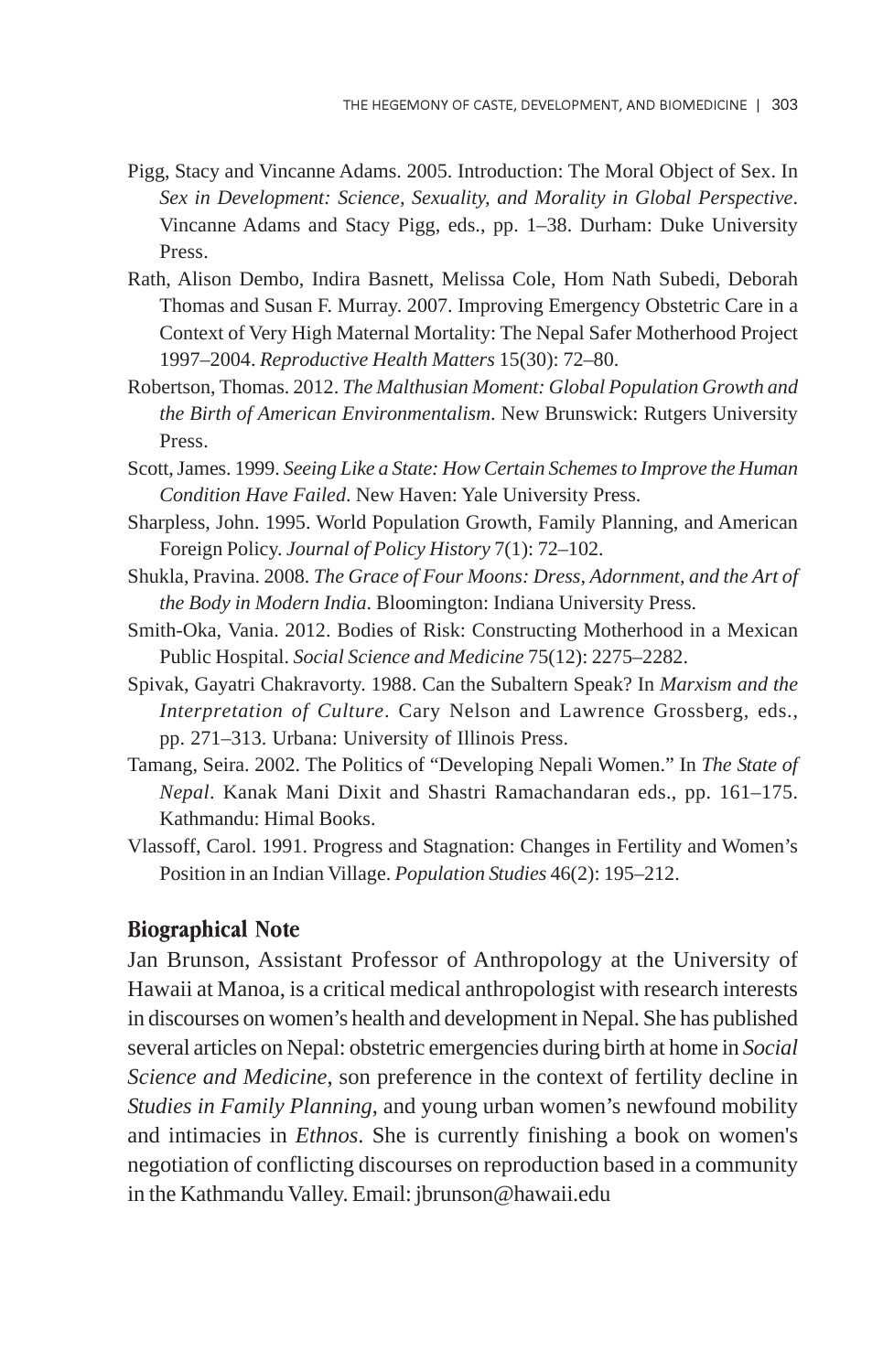Pigg, Stacy and Vincanne Adams. 2005. Introduction: The Moral Object of Sex. In *Sex in Development: Science, Sexuality, and Morality in Global Perspective*. Vincanne Adams and Stacy Pigg, eds., pp. 1–38. Durham: Duke University Press.

Rath, Alison Dembo, Indira Basnett, Melissa Cole, Hom Nath Subedi, Deborah Thomas and Susan F. Murray. 2007. Improving Emergency Obstetric Care in a Context of Very High Maternal Mortality: The Nepal Safer Motherhood Project 1997–2004. *Reproductive Health Matters* 15(30): 72–80.

Robertson, Thomas. 2012. *The Malthusian Moment: Global Population Growth and the Birth of American Environmentalism*. New Brunswick: Rutgers University Press.

Scott, James. 1999. *Seeing Like a State: How Certain Schemes to Improve the Human Condition Have Failed*. New Haven: Yale University Press.

Sharpless, John. 1995. World Population Growth, Family Planning, and American Foreign Policy. *Journal of Policy History* 7(1): 72–102.

Shukla, Pravina. 2008. *The Grace of Four Moons: Dress, Adornment, and the Art of the Body in Modern India*. Bloomington: Indiana University Press.

Smith-Oka, Vania. 2012. Bodies of Risk: Constructing Motherhood in a Mexican Public Hospital. *Social Science and Medicine* 75(12): 2275–2282.

Spivak, Gayatri Chakravorty. 1988. Can the Subaltern Speak? In *Marxism and the Interpretation of Culture*. Cary Nelson and Lawrence Grossberg, eds., pp. 271–313. Urbana: University of Illinois Press.

Tamang, Seira. 2002. The Politics of "Developing Nepali Women." In *The State of Nepal*. Kanak Mani Dixit and Shastri Ramachandaran eds., pp. 161–175. Kathmandu: Himal Books.

Vlassoff, Carol. 1991. Progress and Stagnation: Changes in Fertility and Women's Position in an Indian Village. *Population Studies* 46(2): 195–212.

## Biographical Note

Jan Brunson, Assistant Professor of Anthropology at the University of Hawaii at Manoa, is a critical medical anthropologist with research interests in discourses on women's health and development in Nepal. She has published several articles on Nepal: obstetric emergencies during birth at home in *Social Science and Medicine*, son preference in the context of fertility decline in *Studies in Family Planning*, and young urban women's newfound mobility and intimacies in *Ethnos*. She is currently finishing a book on women's negotiation of conflicting discourses on reproduction based in a community in the Kathmandu Valley. Email: jbrunson@hawaii.edu